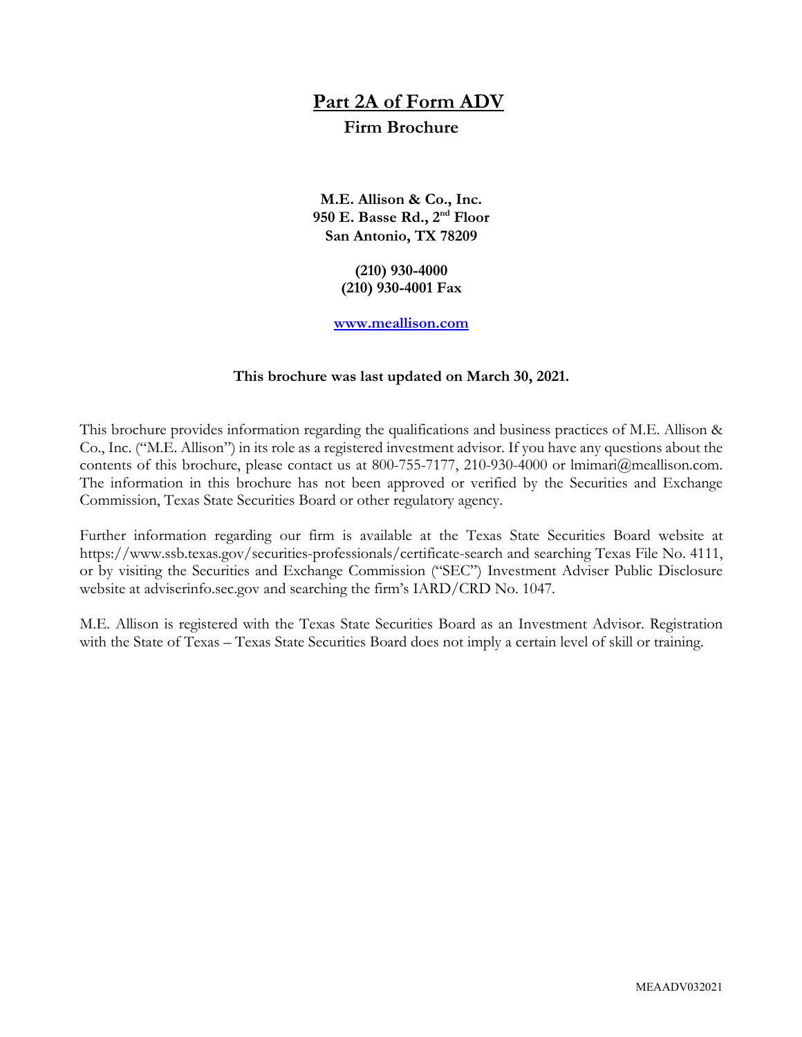# Part 2A of Form ADV

## Firm Brochure

**M.E. Allison & Co., Inc.**
**950 E. Basse Rd., 2nd Floor**
**San Antonio, TX 78209**

**(210) 930-4000**
**(210) 930-4001 Fax**

**www.meallison.com**

**This brochure was last updated on March 30, 2021.**

This brochure provides information regarding the qualifications and business practices of M.E. Allison & Co., Inc. ("M.E. Allison") in its role as a registered investment advisor. If you have any questions about the contents of this brochure, please contact us at 800-755-7177, 210-930-4000 or lmimari@meallison.com. The information in this brochure has not been approved or verified by the Securities and Exchange Commission, Texas State Securities Board or other regulatory agency.

Further information regarding our firm is available at the Texas State Securities Board website at https://www.ssb.texas.gov/securities-professionals/certificate-search and searching Texas File No. 4111, or by visiting the Securities and Exchange Commission ("SEC") Investment Adviser Public Disclosure website at adviserinfo.sec.gov and searching the firm's IARD/CRD No. 1047.

M.E. Allison is registered with the Texas State Securities Board as an Investment Advisor. Registration with the State of Texas – Texas State Securities Board does not imply a certain level of skill or training.

MEAADV032021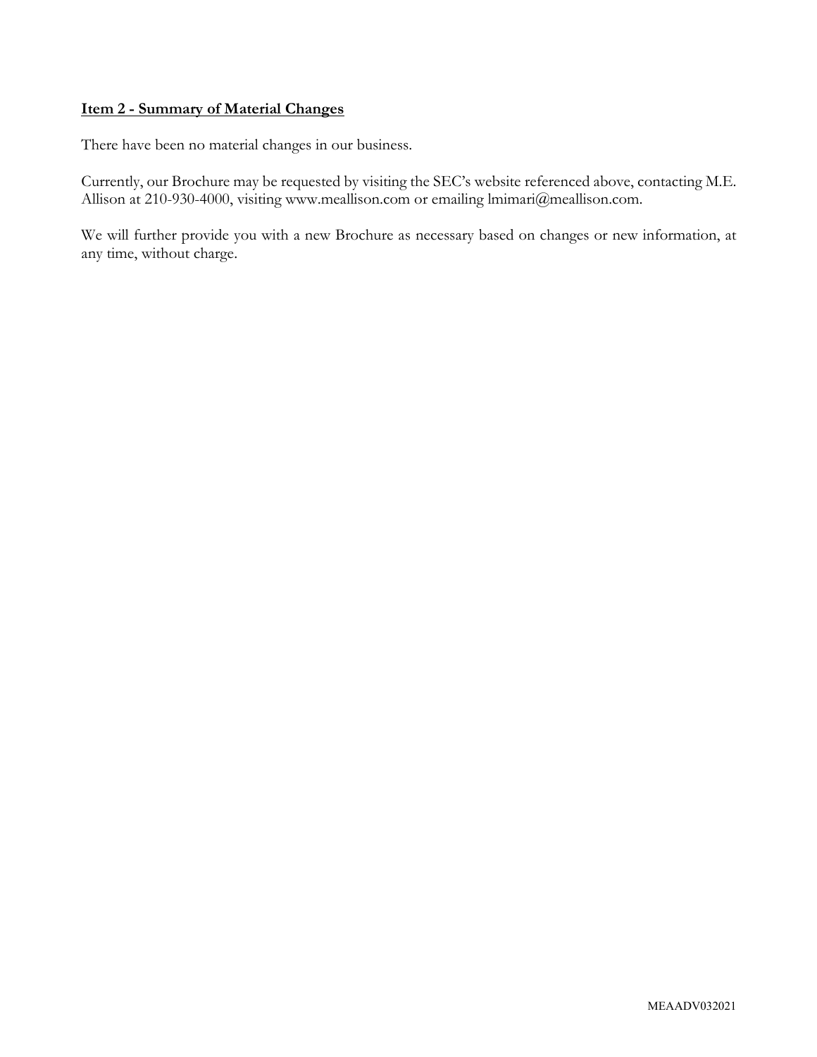## Item 2 - Summary of Material Changes

There have been no material changes in our business.

Currently, our Brochure may be requested by visiting the SEC's website referenced above, contacting M.E. Allison at 210-930-4000, visiting www.meallison.com or emailing lmimari@meallison.com.

We will further provide you with a new Brochure as necessary based on changes or new information, at any time, without charge.

MEAADV032021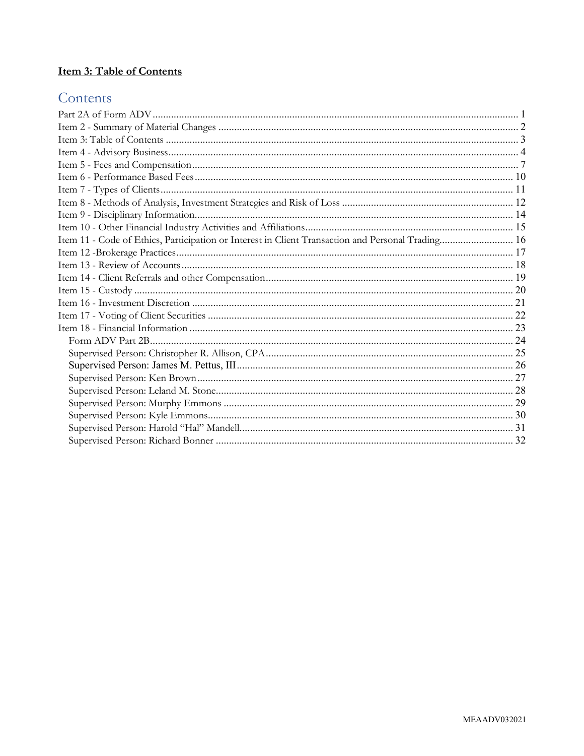**Item 3: Table of Contents**

## Contents

Part 2A of Form ADV ........................................................................................................................ 1
Item 2 - Summary of Material Changes ................................................................................................ 2
Item 3: Table of Contents .................................................................................................................... 3
Item 4 - Advisory Business .................................................................................................................... 4
Item 5 - Fees and Compensation .......................................................................................................... 7
Item 6 - Performance Based Fees ........................................................................................................ 10
Item 7 - Types of Clients ..................................................................................................................... 11
Item 8 - Methods of Analysis, Investment Strategies and Risk of Loss ................................................. 12
Item 9 - Disciplinary Information......................................................................................................... 14
Item 10 - Other Financial Industry Activities and Affiliations ............................................................... 15
Item 11 - Code of Ethics, Participation or Interest in Client Transaction and Personal Trading............ 16
Item 12 -Brokerage Practices ............................................................................................................... 17
Item 13 - Review of Accounts ............................................................................................................. 18
Item 14 - Client Referrals and other Compensation ............................................................................. 19
Item 15 - Custody ............................................................................................................................... 20
Item 16 - Investment Discretion ......................................................................................................... 21
Item 17 - Voting of Client Securities ................................................................................................... 22
Item 18 - Financial Information .......................................................................................................... 23
- Form ADV Part 2B........................................................................................................................ 24
- Supervised Person: Christopher R. Allison, CPA ............................................................................ 25
- Supervised Person: James M. Pettus, III ....................................................................................... 26
- Supervised Person: Ken Brown ...................................................................................................... 27
- Supervised Person: Leland M. Stone............................................................................................... 28
- Supervised Person: Murphy Emmons ............................................................................................ 29
- Supervised Person: Kyle Emmons.................................................................................................. 30
- Supervised Person: Harold "Hal" Mandell...................................................................................... 31
- Supervised Person: Richard Bonner ............................................................................................... 32

MEAADV032021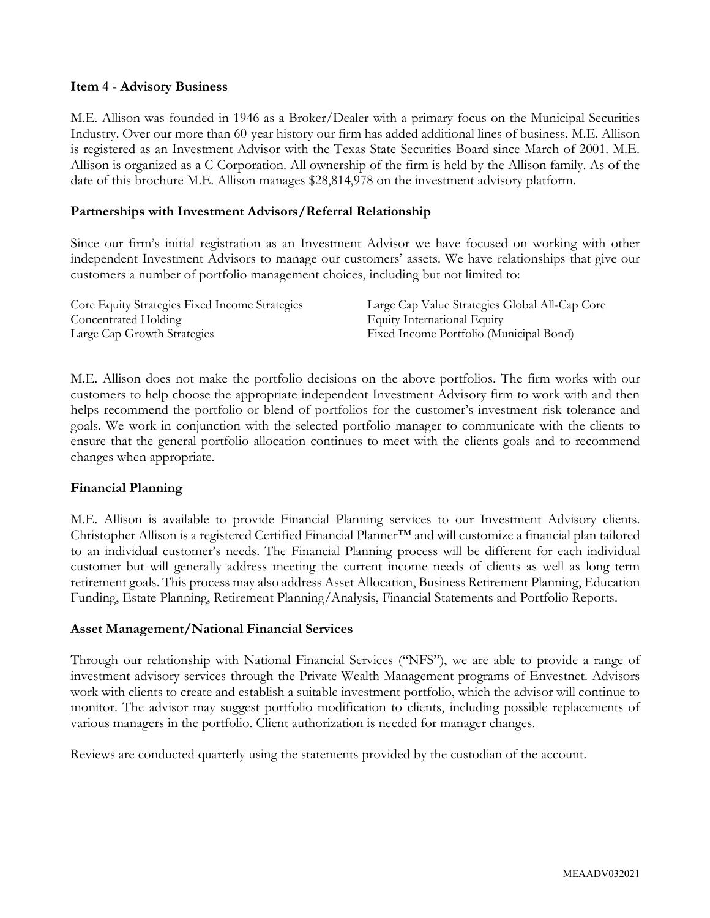## Item 4 - Advisory Business

M.E. Allison was founded in 1946 as a Broker/Dealer with a primary focus on the Municipal Securities Industry. Over our more than 60-year history our firm has added additional lines of business. M.E. Allison is registered as an Investment Advisor with the Texas State Securities Board since March of 2001. M.E. Allison is organized as a C Corporation. All ownership of the firm is held by the Allison family. As of the date of this brochure M.E. Allison manages $28,814,978 on the investment advisory platform.

### Partnerships with Investment Advisors/Referral Relationship

Since our firm's initial registration as an Investment Advisor we have focused on working with other independent Investment Advisors to manage our customers' assets. We have relationships that give our customers a number of portfolio management choices, including but not limited to:

Core Equity Strategies Fixed Income Strategies
Concentrated Holding
Large Cap Growth Strategies
Large Cap Value Strategies Global All-Cap Core
Equity International Equity
Fixed Income Portfolio (Municipal Bond)

M.E. Allison does not make the portfolio decisions on the above portfolios. The firm works with our customers to help choose the appropriate independent Investment Advisory firm to work with and then helps recommend the portfolio or blend of portfolios for the customer's investment risk tolerance and goals. We work in conjunction with the selected portfolio manager to communicate with the clients to ensure that the general portfolio allocation continues to meet with the clients goals and to recommend changes when appropriate.

### Financial Planning

M.E. Allison is available to provide Financial Planning services to our Investment Advisory clients. Christopher Allison is a registered Certified Financial Planner™ and will customize a financial plan tailored to an individual customer's needs. The Financial Planning process will be different for each individual customer but will generally address meeting the current income needs of clients as well as long term retirement goals. This process may also address Asset Allocation, Business Retirement Planning, Education Funding, Estate Planning, Retirement Planning/Analysis, Financial Statements and Portfolio Reports.

### Asset Management/National Financial Services

Through our relationship with National Financial Services ("NFS"), we are able to provide a range of investment advisory services through the Private Wealth Management programs of Envestnet. Advisors work with clients to create and establish a suitable investment portfolio, which the advisor will continue to monitor. The advisor may suggest portfolio modification to clients, including possible replacements of various managers in the portfolio. Client authorization is needed for manager changes.

Reviews are conducted quarterly using the statements provided by the custodian of the account.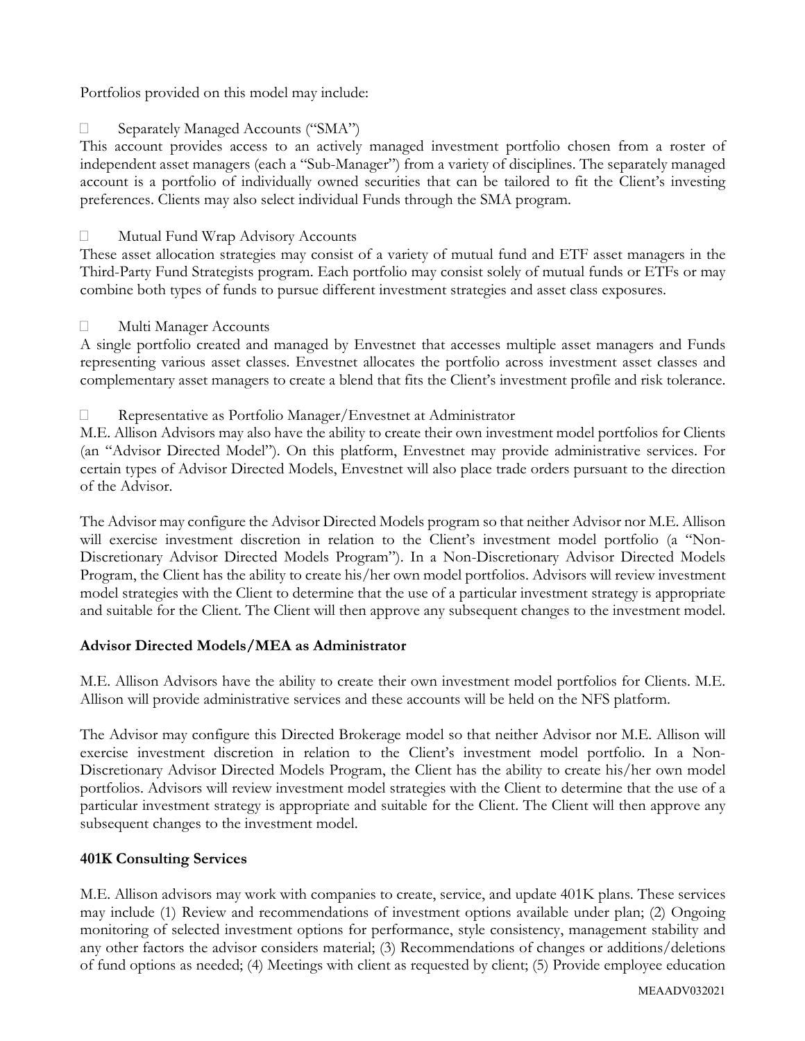Portfolios provided on this model may include:

- Separately Managed Accounts ("SMA")

This account provides access to an actively managed investment portfolio chosen from a roster of independent asset managers (each a "Sub-Manager") from a variety of disciplines. The separately managed account is a portfolio of individually owned securities that can be tailored to fit the Client's investing preferences. Clients may also select individual Funds through the SMA program.

- Mutual Fund Wrap Advisory Accounts

These asset allocation strategies may consist of a variety of mutual fund and ETF asset managers in the Third-Party Fund Strategists program. Each portfolio may consist solely of mutual funds or ETFs or may combine both types of funds to pursue different investment strategies and asset class exposures.

- Multi Manager Accounts

A single portfolio created and managed by Envestnet that accesses multiple asset managers and Funds representing various asset classes. Envestnet allocates the portfolio across investment asset classes and complementary asset managers to create a blend that fits the Client's investment profile and risk tolerance.

- Representative as Portfolio Manager/Envestnet at Administrator

M.E. Allison Advisors may also have the ability to create their own investment model portfolios for Clients (an "Advisor Directed Model"). On this platform, Envestnet may provide administrative services. For certain types of Advisor Directed Models, Envestnet will also place trade orders pursuant to the direction of the Advisor.

The Advisor may configure the Advisor Directed Models program so that neither Advisor nor M.E. Allison will exercise investment discretion in relation to the Client's investment model portfolio (a "Non-Discretionary Advisor Directed Models Program"). In a Non-Discretionary Advisor Directed Models Program, the Client has the ability to create his/her own model portfolios. Advisors will review investment model strategies with the Client to determine that the use of a particular investment strategy is appropriate and suitable for the Client. The Client will then approve any subsequent changes to the investment model.

**Advisor Directed Models/MEA as Administrator**

M.E. Allison Advisors have the ability to create their own investment model portfolios for Clients. M.E. Allison will provide administrative services and these accounts will be held on the NFS platform.

The Advisor may configure this Directed Brokerage model so that neither Advisor nor M.E. Allison will exercise investment discretion in relation to the Client's investment model portfolio. In a Non-Discretionary Advisor Directed Models Program, the Client has the ability to create his/her own model portfolios. Advisors will review investment model strategies with the Client to determine that the use of a particular investment strategy is appropriate and suitable for the Client. The Client will then approve any subsequent changes to the investment model.

**401K Consulting Services**

M.E. Allison advisors may work with companies to create, service, and update 401K plans. These services may include (1) Review and recommendations of investment options available under plan; (2) Ongoing monitoring of selected investment options for performance, style consistency, management stability and any other factors the advisor considers material; (3) Recommendations of changes or additions/deletions of fund options as needed; (4) Meetings with client as requested by client; (5) Provide employee education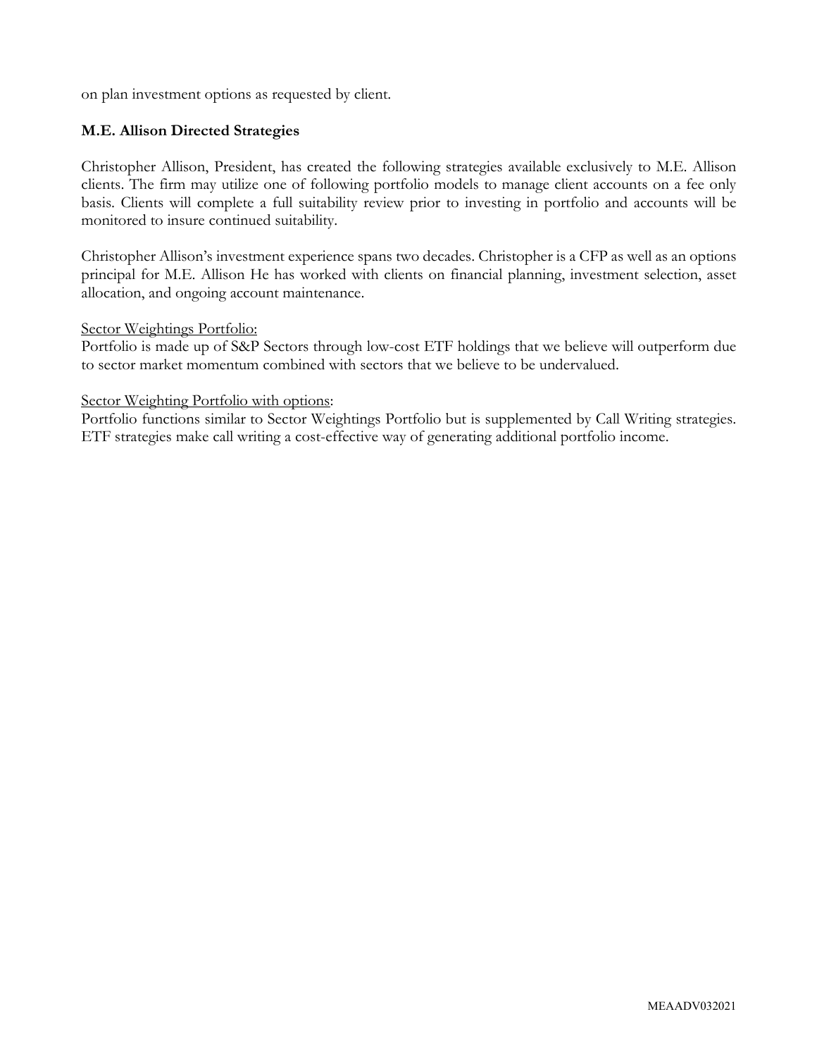on plan investment options as requested by client.

**M.E. Allison Directed Strategies**

Christopher Allison, President, has created the following strategies available exclusively to M.E. Allison clients. The firm may utilize one of following portfolio models to manage client accounts on a fee only basis. Clients will complete a full suitability review prior to investing in portfolio and accounts will be monitored to insure continued suitability.

Christopher Allison's investment experience spans two decades. Christopher is a CFP as well as an options principal for M.E. Allison He has worked with clients on financial planning, investment selection, asset allocation, and ongoing account maintenance.

<u>Sector Weightings Portfolio:</u>
Portfolio is made up of S&P Sectors through low-cost ETF holdings that we believe will outperform due to sector market momentum combined with sectors that we believe to be undervalued.

<u>Sector Weighting Portfolio with options</u>:
Portfolio functions similar to Sector Weightings Portfolio but is supplemented by Call Writing strategies. ETF strategies make call writing a cost-effective way of generating additional portfolio income.

MEAADV032021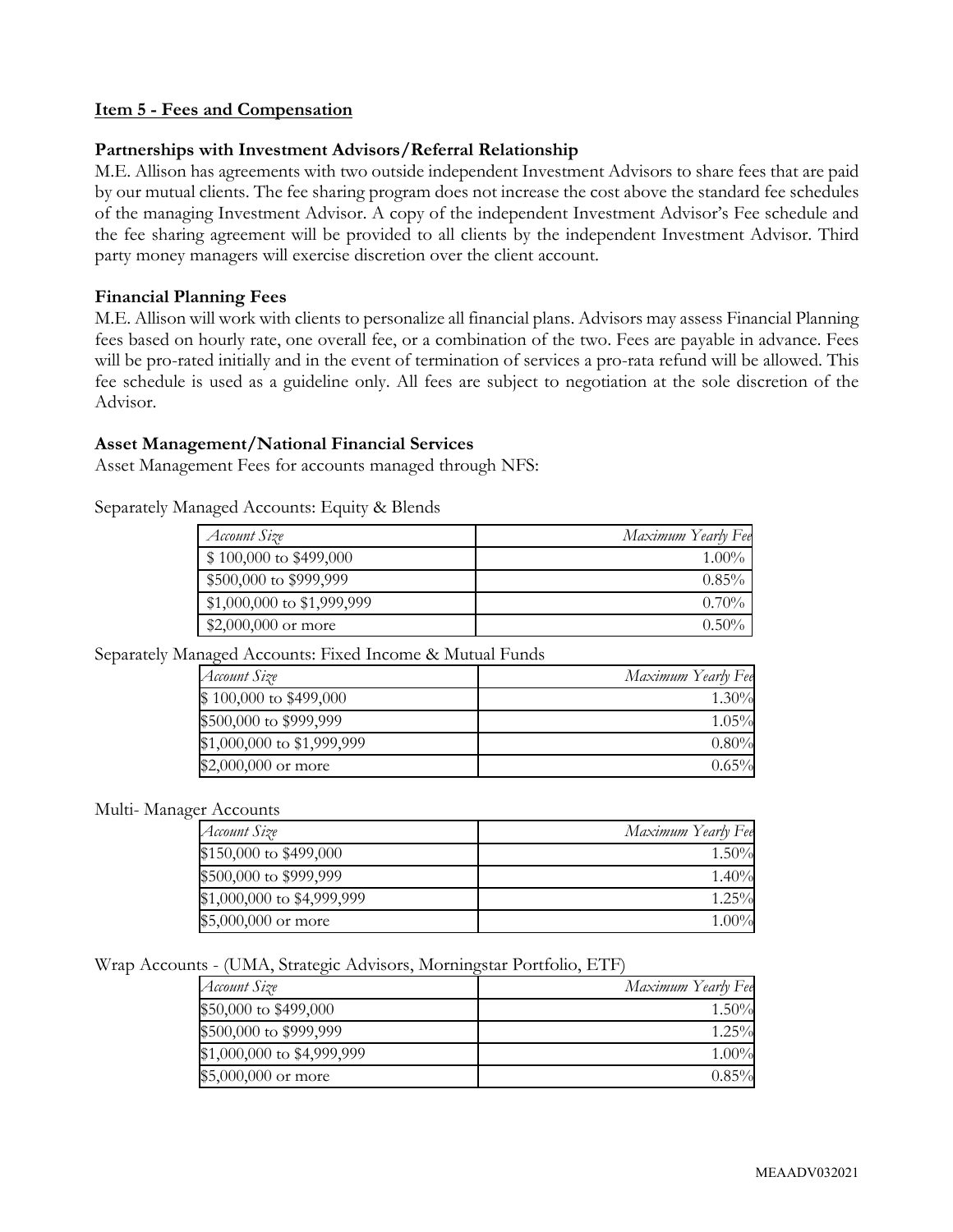## Item 5 - Fees and Compensation

### Partnerships with Investment Advisors/Referral Relationship

M.E. Allison has agreements with two outside independent Investment Advisors to share fees that are paid by our mutual clients. The fee sharing program does not increase the cost above the standard fee schedules of the managing Investment Advisor. A copy of the independent Investment Advisor's Fee schedule and the fee sharing agreement will be provided to all clients by the independent Investment Advisor. Third party money managers will exercise discretion over the client account.

### Financial Planning Fees

M.E. Allison will work with clients to personalize all financial plans. Advisors may assess Financial Planning fees based on hourly rate, one overall fee, or a combination of the two. Fees are payable in advance. Fees will be pro-rated initially and in the event of termination of services a pro-rata refund will be allowed. This fee schedule is used as a guideline only. All fees are subject to negotiation at the sole discretion of the Advisor.

### Asset Management/National Financial Services

Asset Management Fees for accounts managed through NFS:

Separately Managed Accounts: Equity & Blends

| *Account Size* | *Maximum Yearly Fee* |
|---|---|
| $ 100,000 to $499,000 | 1.00% |
| $500,000 to $999,999 | 0.85% |
| $1,000,000 to $1,999,999 | 0.70% |
| $2,000,000 or more | 0.50% |

Separately Managed Accounts: Fixed Income & Mutual Funds

| *Account Size* | *Maximum Yearly Fee* |
|---|---|
| $ 100,000 to $499,000 | 1.30% |
| $500,000 to $999,999 | 1.05% |
| $1,000,000 to $1,999,999 | 0.80% |
| $2,000,000 or more | 0.65% |

Multi- Manager Accounts

| *Account Size* | *Maximum Yearly Fee* |
|---|---|
| $150,000 to $499,000 | 1.50% |
| $500,000 to $999,999 | 1.40% |
| $1,000,000 to $4,999,999 | 1.25% |
| $5,000,000 or more | 1.00% |

Wrap Accounts - (UMA, Strategic Advisors, Morningstar Portfolio, ETF)

| *Account Size* | *Maximum Yearly Fee* |
|---|---|
| $50,000 to $499,000 | 1.50% |
| $500,000 to $999,999 | 1.25% |
| $1,000,000 to $4,999,999 | 1.00% |
| $5,000,000 or more | 0.85% |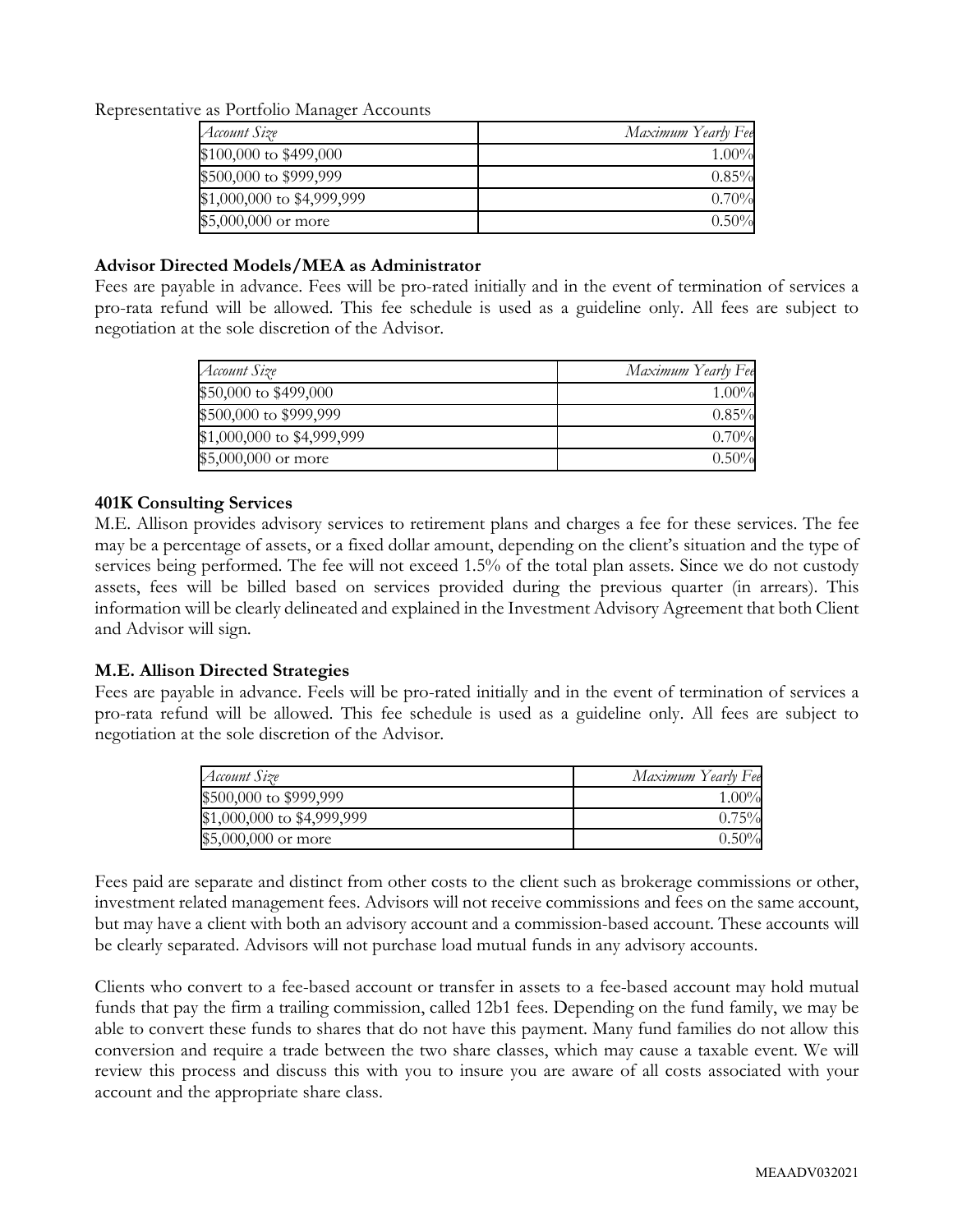Representative as Portfolio Manager Accounts

| *Account Size* | *Maximum Yearly Fee* |
|---|---|
| $100,000 to $499,000 | 1.00% |
| $500,000 to $999,999 | 0.85% |
| $1,000,000 to $4,999,999 | 0.70% |
| $5,000,000 or more | 0.50% |

**Advisor Directed Models/MEA as Administrator**

Fees are payable in advance. Fees will be pro-rated initially and in the event of termination of services a pro-rata refund will be allowed. This fee schedule is used as a guideline only. All fees are subject to negotiation at the sole discretion of the Advisor.

| *Account Size* | *Maximum Yearly Fee* |
|---|---|
| $50,000 to $499,000 | 1.00% |
| $500,000 to $999,999 | 0.85% |
| $1,000,000 to $4,999,999 | 0.70% |
| $5,000,000 or more | 0.50% |

**401K Consulting Services**

M.E. Allison provides advisory services to retirement plans and charges a fee for these services. The fee may be a percentage of assets, or a fixed dollar amount, depending on the client's situation and the type of services being performed. The fee will not exceed 1.5% of the total plan assets. Since we do not custody assets, fees will be billed based on services provided during the previous quarter (in arrears). This information will be clearly delineated and explained in the Investment Advisory Agreement that both Client and Advisor will sign.

**M.E. Allison Directed Strategies**

Fees are payable in advance. Feels will be pro-rated initially and in the event of termination of services a pro-rata refund will be allowed. This fee schedule is used as a guideline only. All fees are subject to negotiation at the sole discretion of the Advisor.

| *Account Size* | *Maximum Yearly Fee* |
|---|---|
| $500,000 to $999,999 | 1.00% |
| $1,000,000 to $4,999,999 | 0.75% |
| $5,000,000 or more | 0.50% |

Fees paid are separate and distinct from other costs to the client such as brokerage commissions or other, investment related management fees. Advisors will not receive commissions and fees on the same account, but may have a client with both an advisory account and a commission-based account. These accounts will be clearly separated. Advisors will not purchase load mutual funds in any advisory accounts.

Clients who convert to a fee-based account or transfer in assets to a fee-based account may hold mutual funds that pay the firm a trailing commission, called 12b1 fees. Depending on the fund family, we may be able to convert these funds to shares that do not have this payment. Many fund families do not allow this conversion and require a trade between the two share classes, which may cause a taxable event. We will review this process and discuss this with you to insure you are aware of all costs associated with your account and the appropriate share class.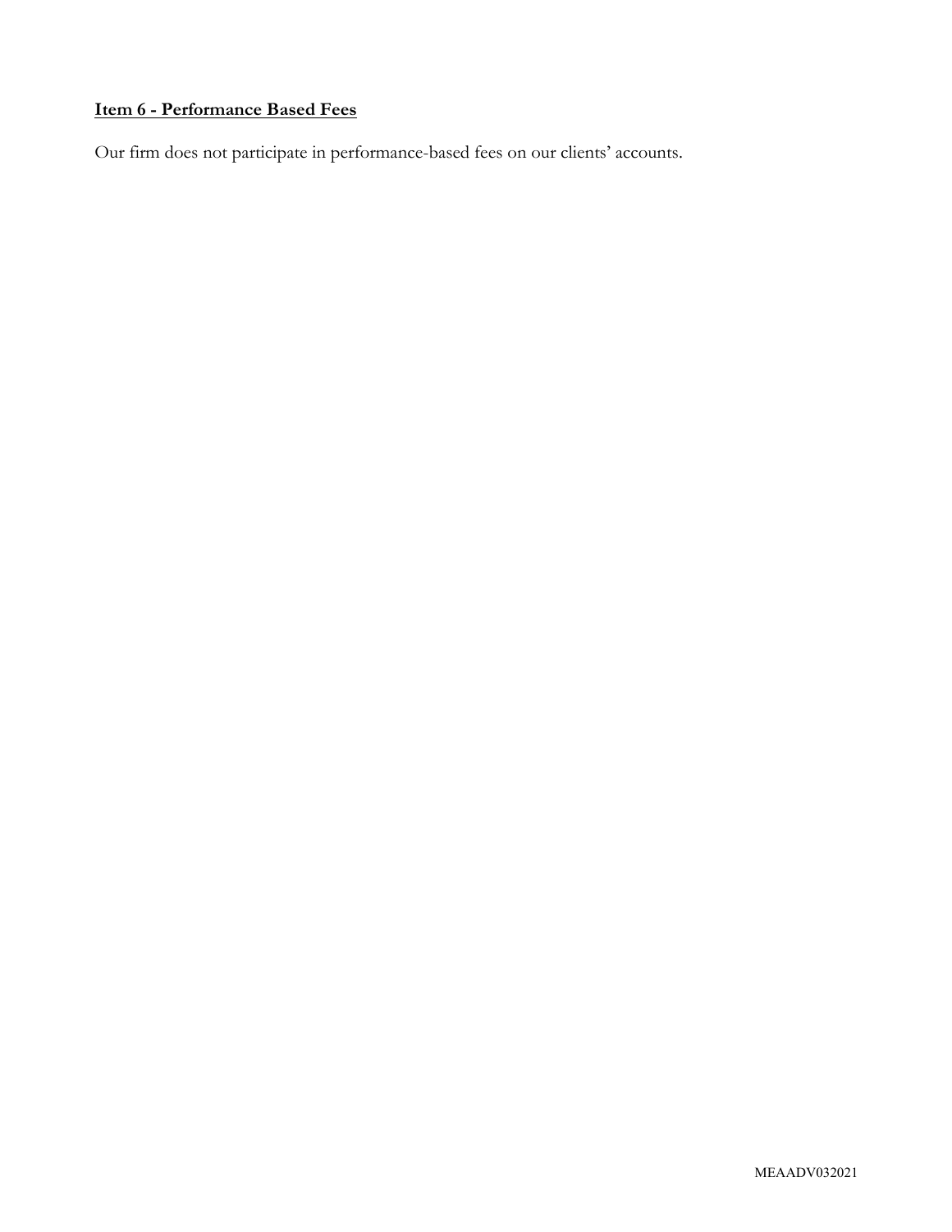## Item 6 - Performance Based Fees

Our firm does not participate in performance-based fees on our clients' accounts.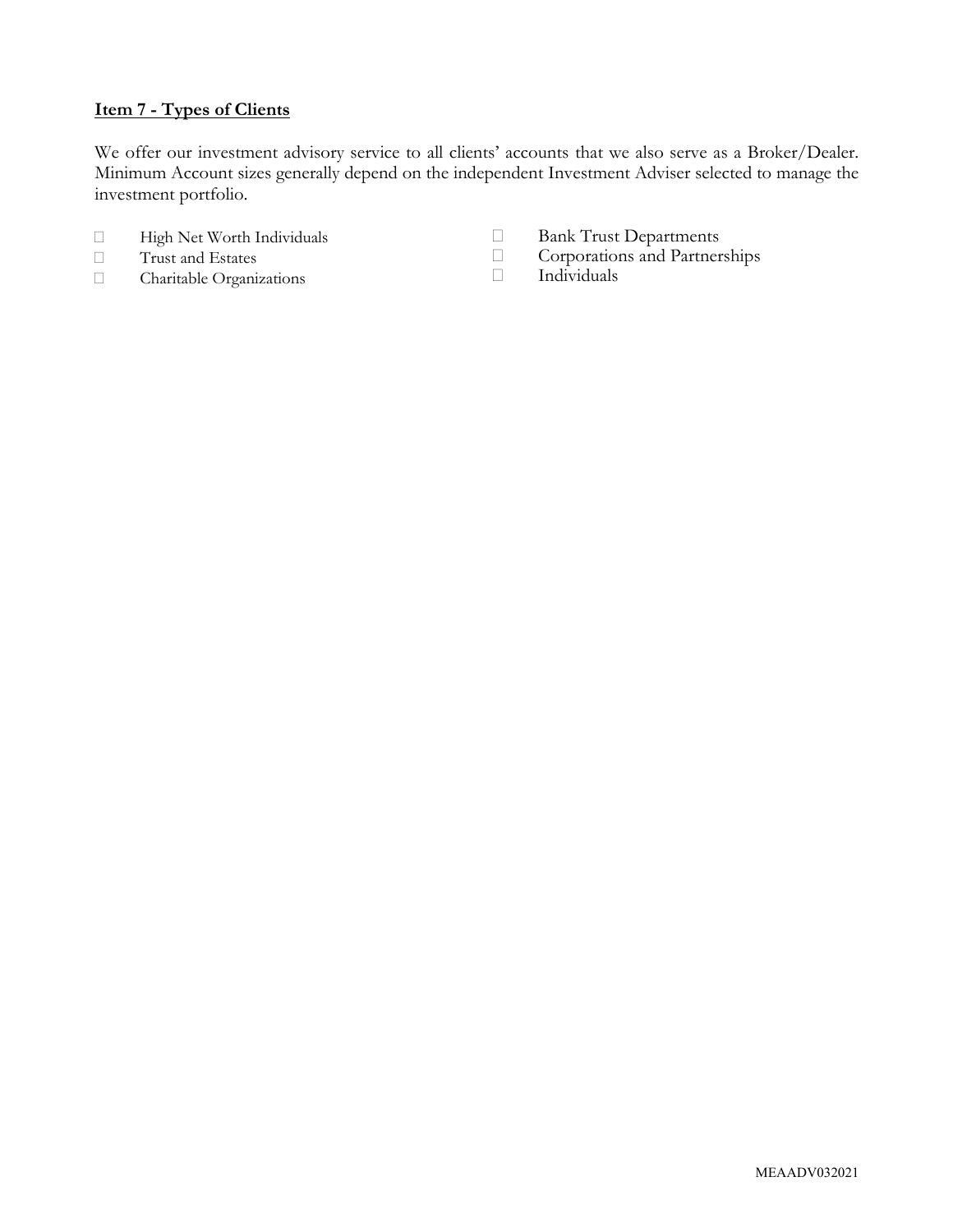## Item 7 - Types of Clients

We offer our investment advisory service to all clients' accounts that we also serve as a Broker/Dealer. Minimum Account sizes generally depend on the independent Investment Adviser selected to manage the investment portfolio.

- High Net Worth Individuals
- Trust and Estates
- Charitable Organizations
- Bank Trust Departments
- Corporations and Partnerships
- Individuals

MEAADV032021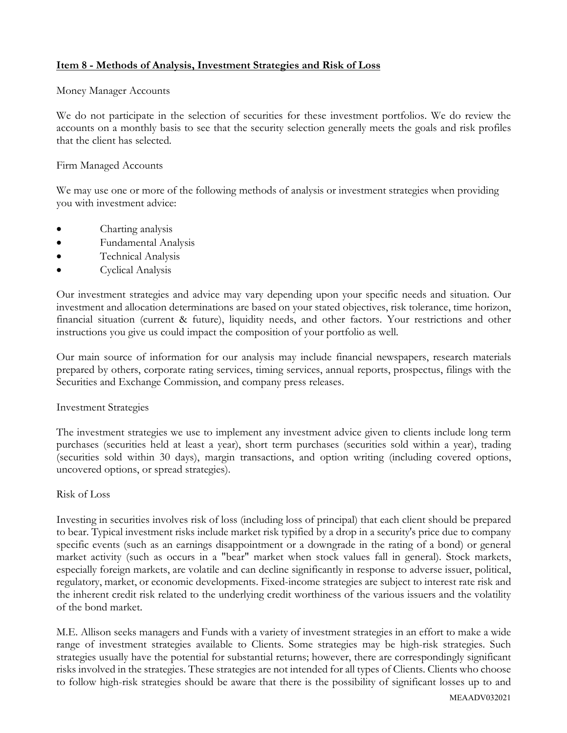## Item 8 - Methods of Analysis, Investment Strategies and Risk of Loss

Money Manager Accounts

We do not participate in the selection of securities for these investment portfolios. We do review the accounts on a monthly basis to see that the security selection generally meets the goals and risk profiles that the client has selected.

Firm Managed Accounts

We may use one or more of the following methods of analysis or investment strategies when providing you with investment advice:

- Charting analysis
- Fundamental Analysis
- Technical Analysis
- Cyclical Analysis

Our investment strategies and advice may vary depending upon your specific needs and situation. Our investment and allocation determinations are based on your stated objectives, risk tolerance, time horizon, financial situation (current & future), liquidity needs, and other factors. Your restrictions and other instructions you give us could impact the composition of your portfolio as well.

Our main source of information for our analysis may include financial newspapers, research materials prepared by others, corporate rating services, timing services, annual reports, prospectus, filings with the Securities and Exchange Commission, and company press releases.

Investment Strategies

The investment strategies we use to implement any investment advice given to clients include long term purchases (securities held at least a year), short term purchases (securities sold within a year), trading (securities sold within 30 days), margin transactions, and option writing (including covered options, uncovered options, or spread strategies).

Risk of Loss

Investing in securities involves risk of loss (including loss of principal) that each client should be prepared to bear. Typical investment risks include market risk typified by a drop in a security's price due to company specific events (such as an earnings disappointment or a downgrade in the rating of a bond) or general market activity (such as occurs in a "bear" market when stock values fall in general). Stock markets, especially foreign markets, are volatile and can decline significantly in response to adverse issuer, political, regulatory, market, or economic developments. Fixed-income strategies are subject to interest rate risk and the inherent credit risk related to the underlying credit worthiness of the various issuers and the volatility of the bond market.

M.E. Allison seeks managers and Funds with a variety of investment strategies in an effort to make a wide range of investment strategies available to Clients. Some strategies may be high-risk strategies. Such strategies usually have the potential for substantial returns; however, there are correspondingly significant risks involved in the strategies. These strategies are not intended for all types of Clients. Clients who choose to follow high-risk strategies should be aware that there is the possibility of significant losses up to and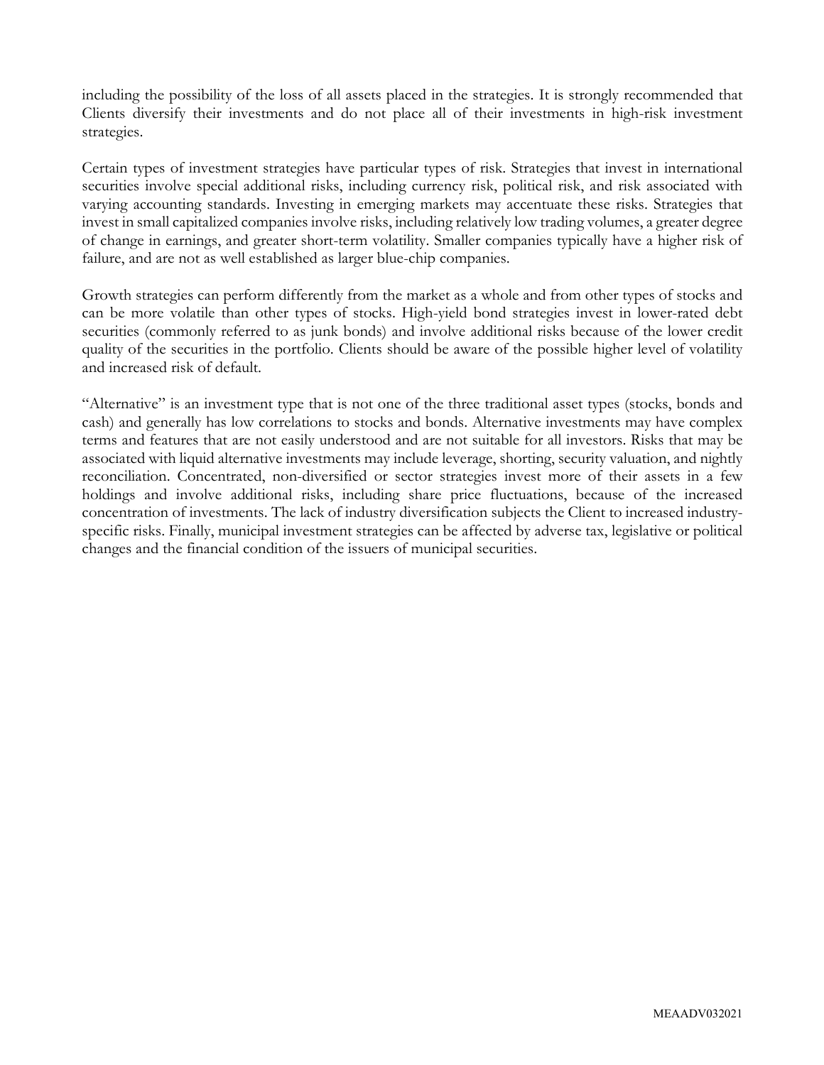including the possibility of the loss of all assets placed in the strategies. It is strongly recommended that Clients diversify their investments and do not place all of their investments in high-risk investment strategies.

Certain types of investment strategies have particular types of risk. Strategies that invest in international securities involve special additional risks, including currency risk, political risk, and risk associated with varying accounting standards. Investing in emerging markets may accentuate these risks. Strategies that invest in small capitalized companies involve risks, including relatively low trading volumes, a greater degree of change in earnings, and greater short-term volatility. Smaller companies typically have a higher risk of failure, and are not as well established as larger blue-chip companies.

Growth strategies can perform differently from the market as a whole and from other types of stocks and can be more volatile than other types of stocks. High-yield bond strategies invest in lower-rated debt securities (commonly referred to as junk bonds) and involve additional risks because of the lower credit quality of the securities in the portfolio. Clients should be aware of the possible higher level of volatility and increased risk of default.

"Alternative" is an investment type that is not one of the three traditional asset types (stocks, bonds and cash) and generally has low correlations to stocks and bonds. Alternative investments may have complex terms and features that are not easily understood and are not suitable for all investors. Risks that may be associated with liquid alternative investments may include leverage, shorting, security valuation, and nightly reconciliation. Concentrated, non-diversified or sector strategies invest more of their assets in a few holdings and involve additional risks, including share price fluctuations, because of the increased concentration of investments. The lack of industry diversification subjects the Client to increased industry-specific risks. Finally, municipal investment strategies can be affected by adverse tax, legislative or political changes and the financial condition of the issuers of municipal securities.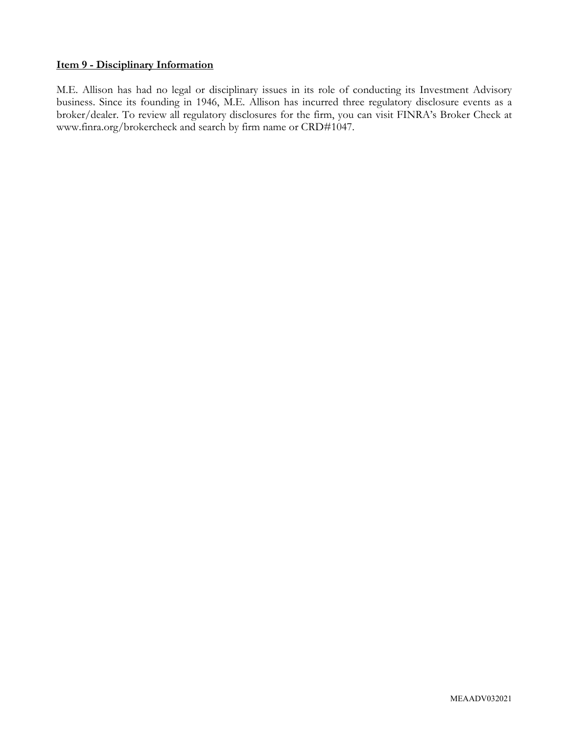## Item 9 - Disciplinary Information

M.E. Allison has had no legal or disciplinary issues in its role of conducting its Investment Advisory business. Since its founding in 1946, M.E. Allison has incurred three regulatory disclosure events as a broker/dealer. To review all regulatory disclosures for the firm, you can visit FINRA's Broker Check at www.finra.org/brokercheck and search by firm name or CRD#1047.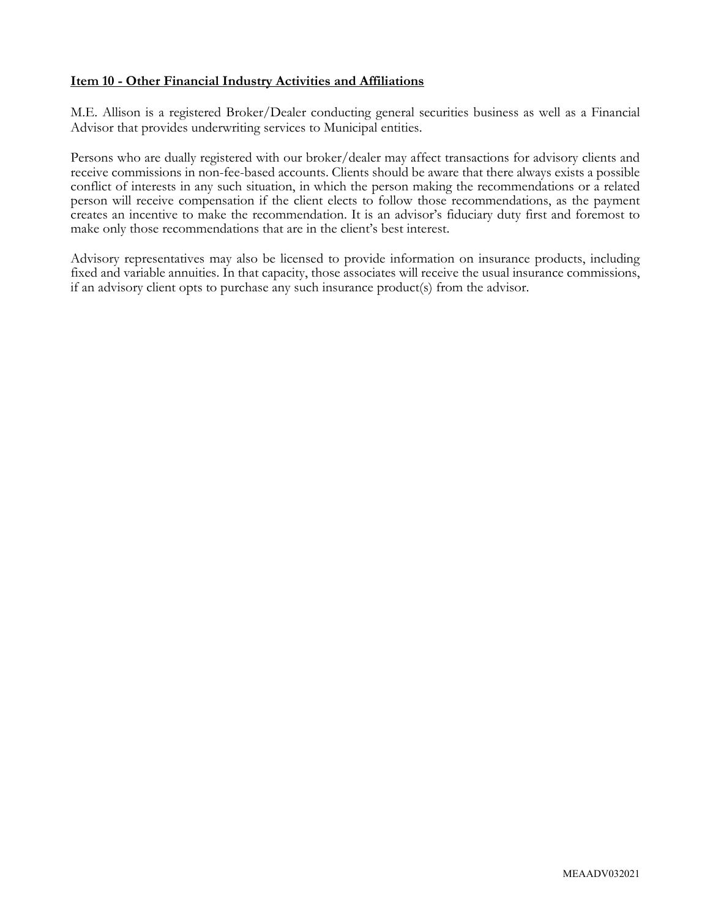**Item 10 - Other Financial Industry Activities and Affiliations**

M.E. Allison is a registered Broker/Dealer conducting general securities business as well as a Financial Advisor that provides underwriting services to Municipal entities.

Persons who are dually registered with our broker/dealer may affect transactions for advisory clients and receive commissions in non-fee-based accounts. Clients should be aware that there always exists a possible conflict of interests in any such situation, in which the person making the recommendations or a related person will receive compensation if the client elects to follow those recommendations, as the payment creates an incentive to make the recommendation. It is an advisor's fiduciary duty first and foremost to make only those recommendations that are in the client's best interest.

Advisory representatives may also be licensed to provide information on insurance products, including fixed and variable annuities. In that capacity, those associates will receive the usual insurance commissions, if an advisory client opts to purchase any such insurance product(s) from the advisor.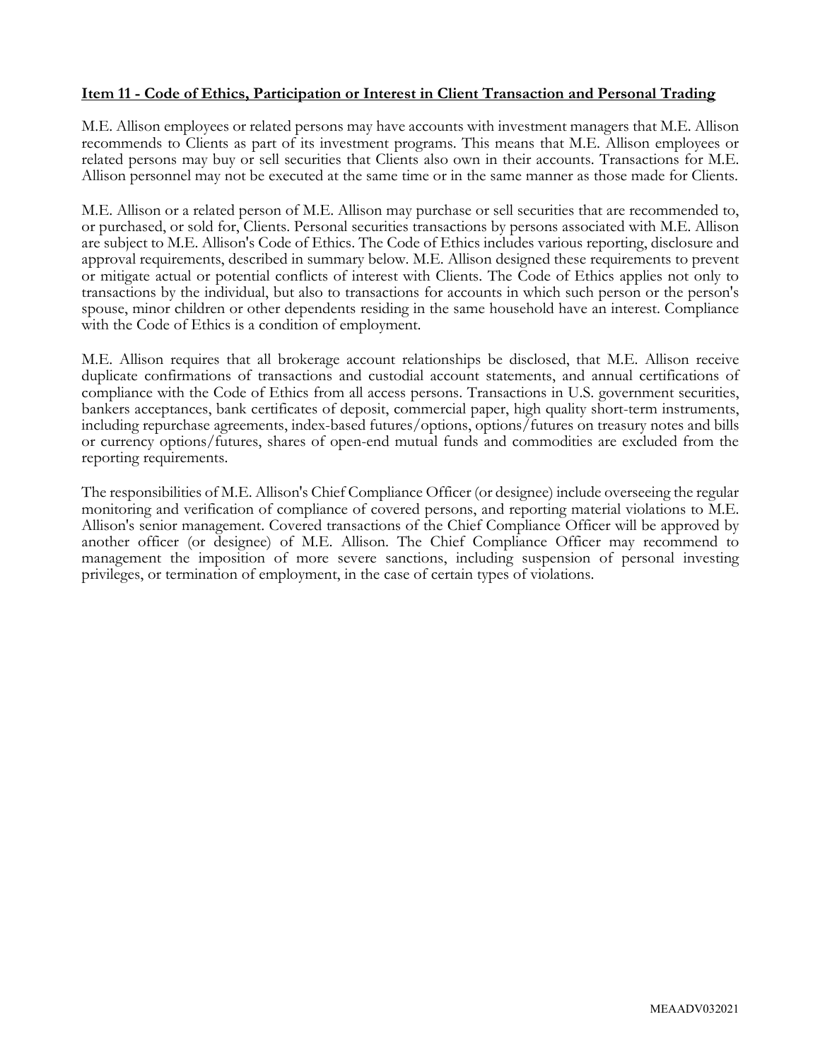## Item 11 - Code of Ethics, Participation or Interest in Client Transaction and Personal Trading

M.E. Allison employees or related persons may have accounts with investment managers that M.E. Allison recommends to Clients as part of its investment programs. This means that M.E. Allison employees or related persons may buy or sell securities that Clients also own in their accounts. Transactions for M.E. Allison personnel may not be executed at the same time or in the same manner as those made for Clients.

M.E. Allison or a related person of M.E. Allison may purchase or sell securities that are recommended to, or purchased, or sold for, Clients. Personal securities transactions by persons associated with M.E. Allison are subject to M.E. Allison's Code of Ethics. The Code of Ethics includes various reporting, disclosure and approval requirements, described in summary below. M.E. Allison designed these requirements to prevent or mitigate actual or potential conflicts of interest with Clients. The Code of Ethics applies not only to transactions by the individual, but also to transactions for accounts in which such person or the person's spouse, minor children or other dependents residing in the same household have an interest. Compliance with the Code of Ethics is a condition of employment.

M.E. Allison requires that all brokerage account relationships be disclosed, that M.E. Allison receive duplicate confirmations of transactions and custodial account statements, and annual certifications of compliance with the Code of Ethics from all access persons. Transactions in U.S. government securities, bankers acceptances, bank certificates of deposit, commercial paper, high quality short-term instruments, including repurchase agreements, index-based futures/options, options/futures on treasury notes and bills or currency options/futures, shares of open-end mutual funds and commodities are excluded from the reporting requirements.

The responsibilities of M.E. Allison's Chief Compliance Officer (or designee) include overseeing the regular monitoring and verification of compliance of covered persons, and reporting material violations to M.E. Allison's senior management. Covered transactions of the Chief Compliance Officer will be approved by another officer (or designee) of M.E. Allison. The Chief Compliance Officer may recommend to management the imposition of more severe sanctions, including suspension of personal investing privileges, or termination of employment, in the case of certain types of violations.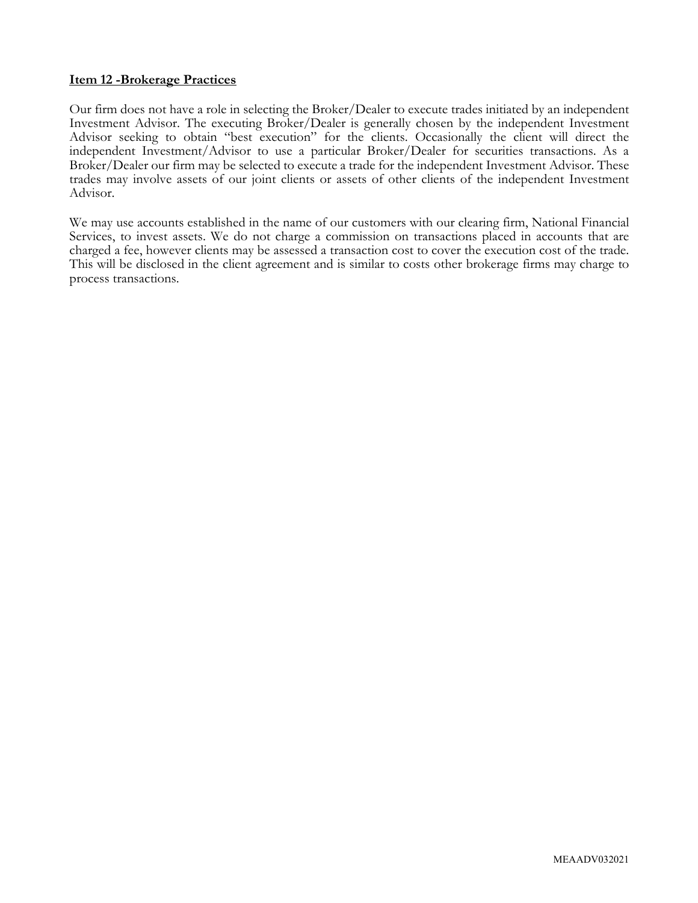**Item 12 -Brokerage Practices**

Our firm does not have a role in selecting the Broker/Dealer to execute trades initiated by an independent Investment Advisor. The executing Broker/Dealer is generally chosen by the independent Investment Advisor seeking to obtain "best execution" for the clients. Occasionally the client will direct the independent Investment/Advisor to use a particular Broker/Dealer for securities transactions. As a Broker/Dealer our firm may be selected to execute a trade for the independent Investment Advisor. These trades may involve assets of our joint clients or assets of other clients of the independent Investment Advisor.

We may use accounts established in the name of our customers with our clearing firm, National Financial Services, to invest assets. We do not charge a commission on transactions placed in accounts that are charged a fee, however clients may be assessed a transaction cost to cover the execution cost of the trade. This will be disclosed in the client agreement and is similar to costs other brokerage firms may charge to process transactions.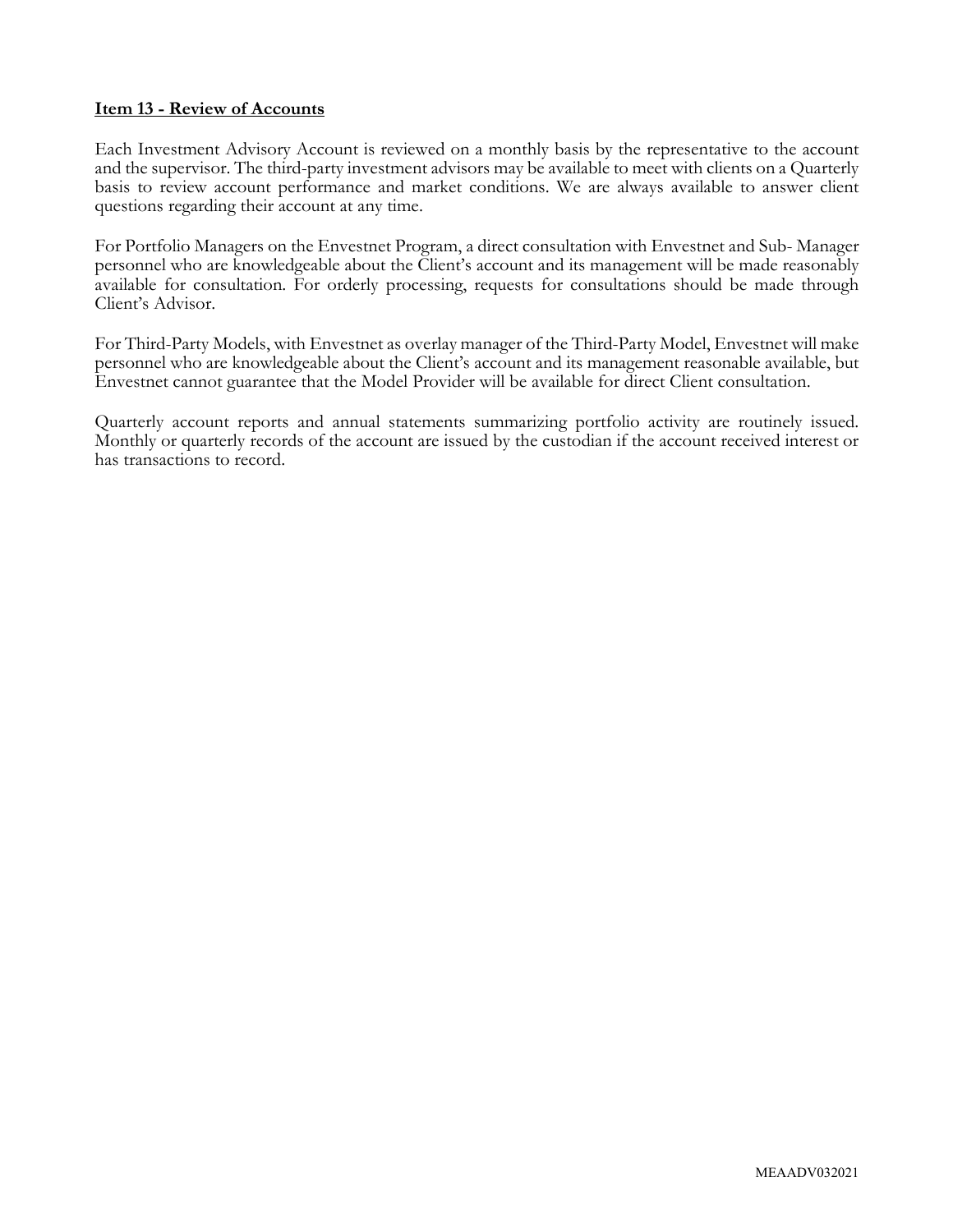## Item 13 - Review of Accounts

Each Investment Advisory Account is reviewed on a monthly basis by the representative to the account and the supervisor. The third-party investment advisors may be available to meet with clients on a Quarterly basis to review account performance and market conditions. We are always available to answer client questions regarding their account at any time.

For Portfolio Managers on the Envestnet Program, a direct consultation with Envestnet and Sub- Manager personnel who are knowledgeable about the Client's account and its management will be made reasonably available for consultation. For orderly processing, requests for consultations should be made through Client's Advisor.

For Third-Party Models, with Envestnet as overlay manager of the Third-Party Model, Envestnet will make personnel who are knowledgeable about the Client's account and its management reasonable available, but Envestnet cannot guarantee that the Model Provider will be available for direct Client consultation.

Quarterly account reports and annual statements summarizing portfolio activity are routinely issued. Monthly or quarterly records of the account are issued by the custodian if the account received interest or has transactions to record.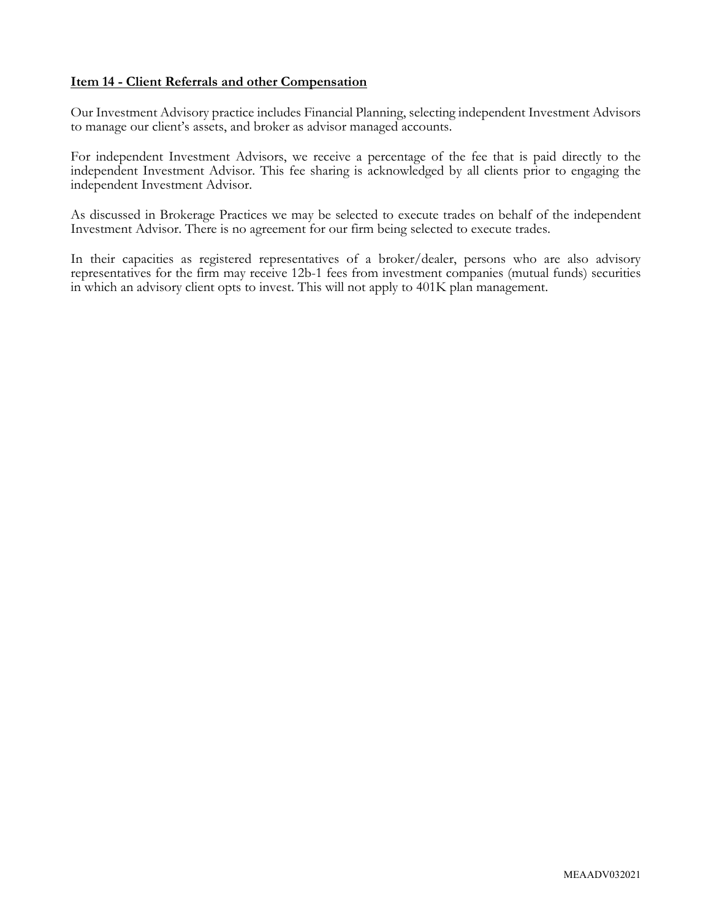## Item 14 - Client Referrals and other Compensation

Our Investment Advisory practice includes Financial Planning, selecting independent Investment Advisors to manage our client's assets, and broker as advisor managed accounts.

For independent Investment Advisors, we receive a percentage of the fee that is paid directly to the independent Investment Advisor. This fee sharing is acknowledged by all clients prior to engaging the independent Investment Advisor.

As discussed in Brokerage Practices we may be selected to execute trades on behalf of the independent Investment Advisor. There is no agreement for our firm being selected to execute trades.

In their capacities as registered representatives of a broker/dealer, persons who are also advisory representatives for the firm may receive 12b-1 fees from investment companies (mutual funds) securities in which an advisory client opts to invest. This will not apply to 401K plan management.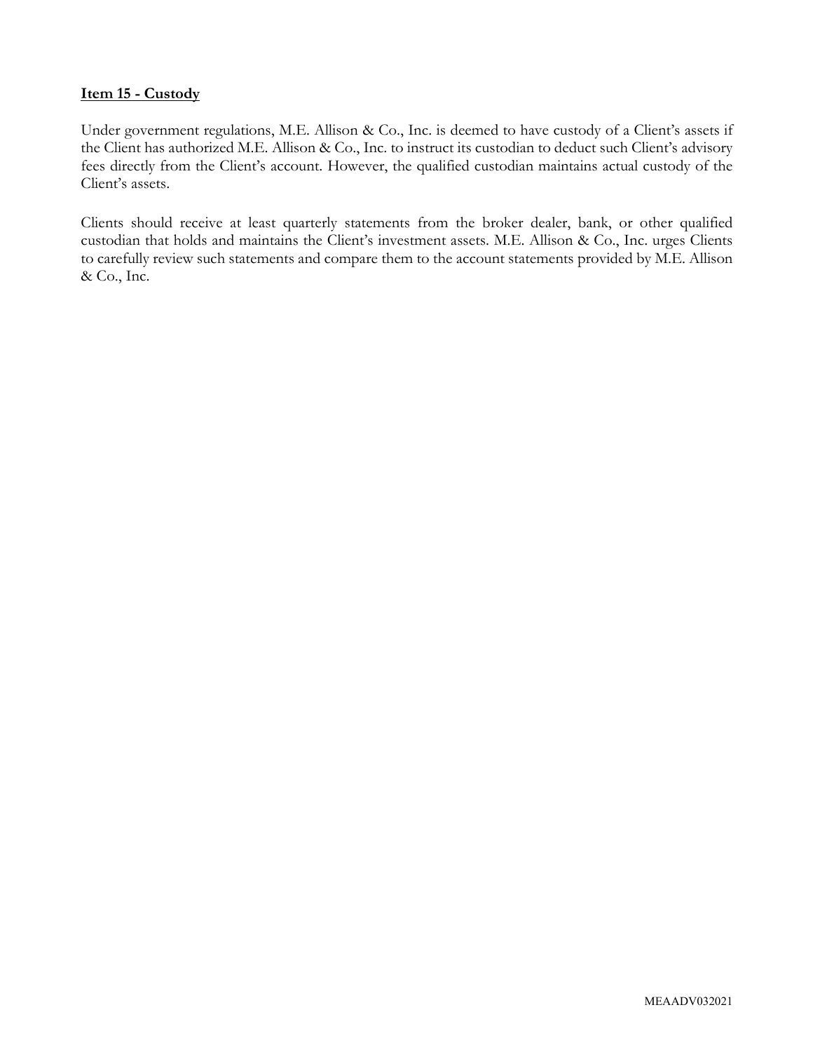## Item 15 - Custody

Under government regulations, M.E. Allison & Co., Inc. is deemed to have custody of a Client's assets if the Client has authorized M.E. Allison & Co., Inc. to instruct its custodian to deduct such Client's advisory fees directly from the Client's account. However, the qualified custodian maintains actual custody of the Client's assets.

Clients should receive at least quarterly statements from the broker dealer, bank, or other qualified custodian that holds and maintains the Client's investment assets. M.E. Allison & Co., Inc. urges Clients to carefully review such statements and compare them to the account statements provided by M.E. Allison & Co., Inc.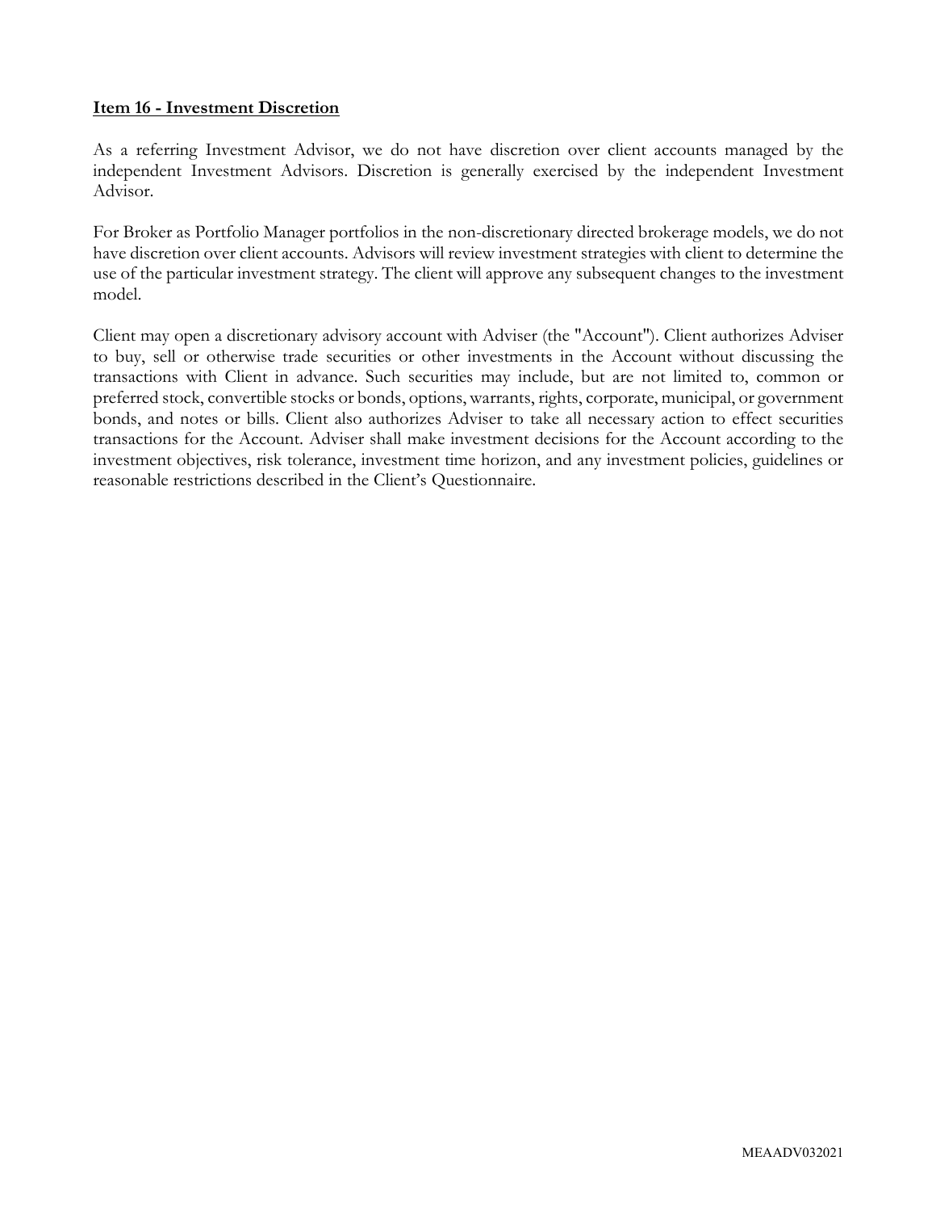## **Item 16 - Investment Discretion**

As a referring Investment Advisor, we do not have discretion over client accounts managed by the independent Investment Advisors. Discretion is generally exercised by the independent Investment Advisor.

For Broker as Portfolio Manager portfolios in the non-discretionary directed brokerage models, we do not have discretion over client accounts. Advisors will review investment strategies with client to determine the use of the particular investment strategy. The client will approve any subsequent changes to the investment model.

Client may open a discretionary advisory account with Adviser (the "Account"). Client authorizes Adviser to buy, sell or otherwise trade securities or other investments in the Account without discussing the transactions with Client in advance. Such securities may include, but are not limited to, common or preferred stock, convertible stocks or bonds, options, warrants, rights, corporate, municipal, or government bonds, and notes or bills. Client also authorizes Adviser to take all necessary action to effect securities transactions for the Account. Adviser shall make investment decisions for the Account according to the investment objectives, risk tolerance, investment time horizon, and any investment policies, guidelines or reasonable restrictions described in the Client's Questionnaire.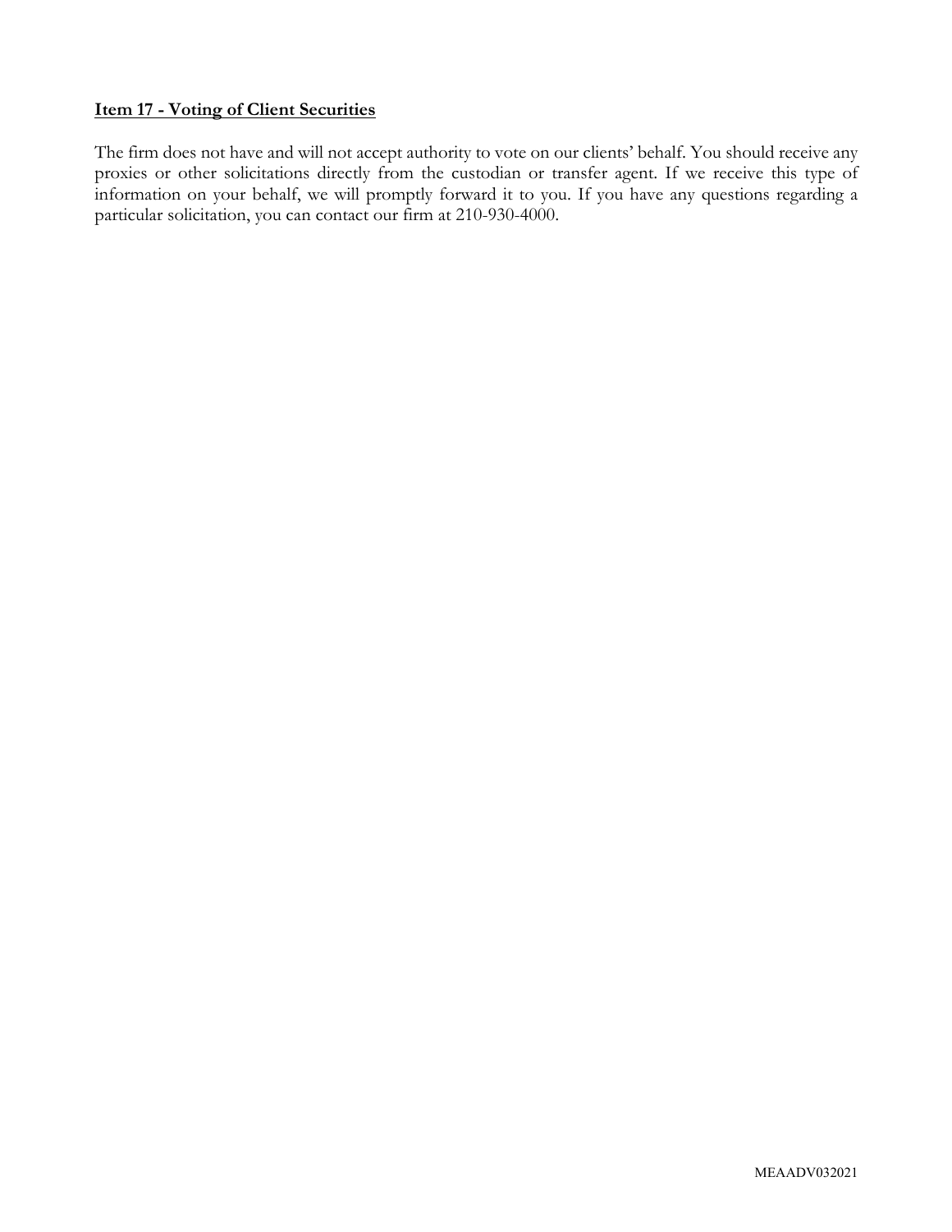## Item 17 - Voting of Client Securities

The firm does not have and will not accept authority to vote on our clients' behalf. You should receive any proxies or other solicitations directly from the custodian or transfer agent. If we receive this type of information on your behalf, we will promptly forward it to you. If you have any questions regarding a particular solicitation, you can contact our firm at 210-930-4000.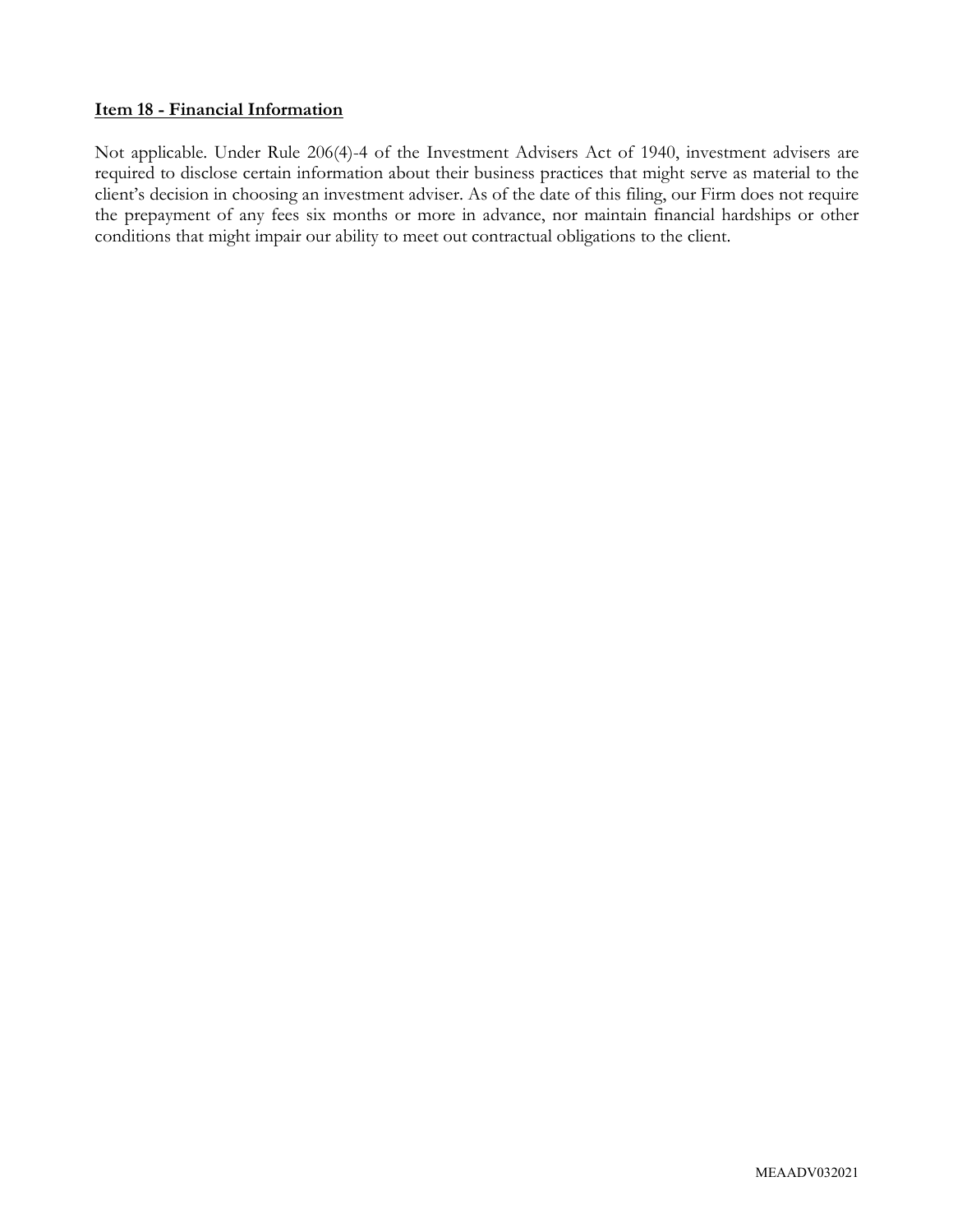**Item 18 - Financial Information**

Not applicable. Under Rule 206(4)-4 of the Investment Advisers Act of 1940, investment advisers are required to disclose certain information about their business practices that might serve as material to the client's decision in choosing an investment adviser. As of the date of this filing, our Firm does not require the prepayment of any fees six months or more in advance, nor maintain financial hardships or other conditions that might impair our ability to meet out contractual obligations to the client.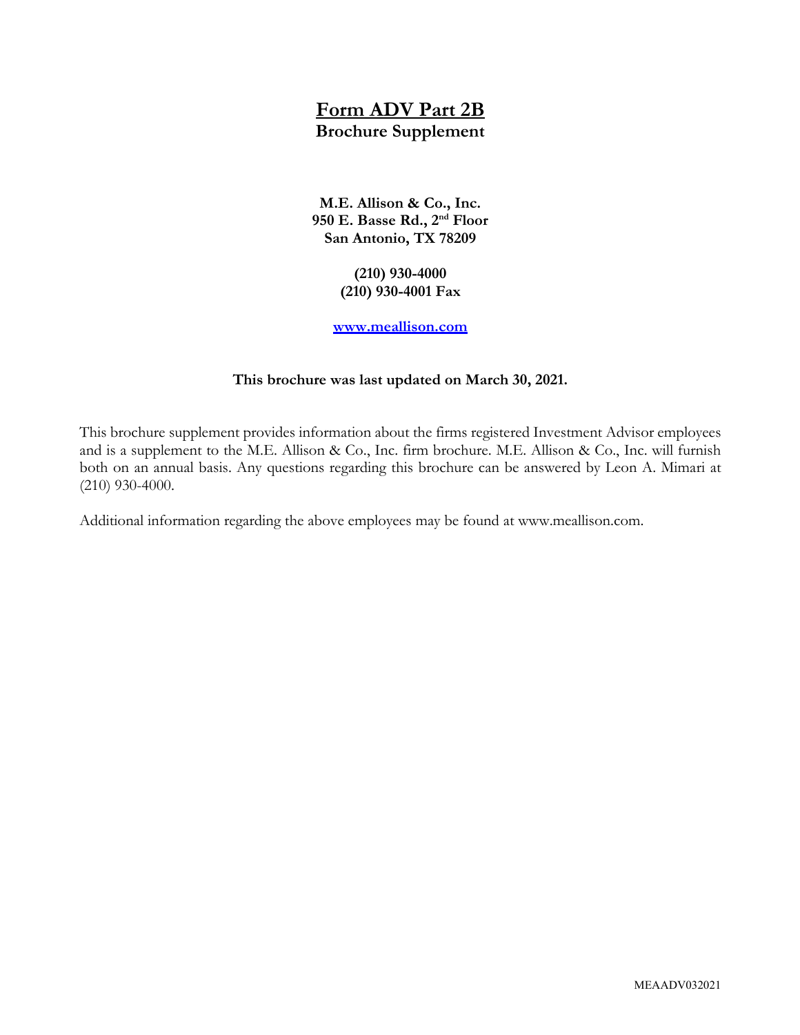# Form ADV Part 2B

**Brochure Supplement**

**M.E. Allison & Co., Inc.**
**950 E. Basse Rd., 2nd Floor**
**San Antonio, TX 78209**

**(210) 930-4000**
**(210) 930-4001 Fax**

**[www.meallison.com](http://www.meallison.com)**

**This brochure was last updated on March 30, 2021.**

This brochure supplement provides information about the firms registered Investment Advisor employees and is a supplement to the M.E. Allison & Co., Inc. firm brochure. M.E. Allison & Co., Inc. will furnish both on an annual basis. Any questions regarding this brochure can be answered by Leon A. Mimari at (210) 930-4000.

Additional information regarding the above employees may be found at www.meallison.com.

MEAADV032021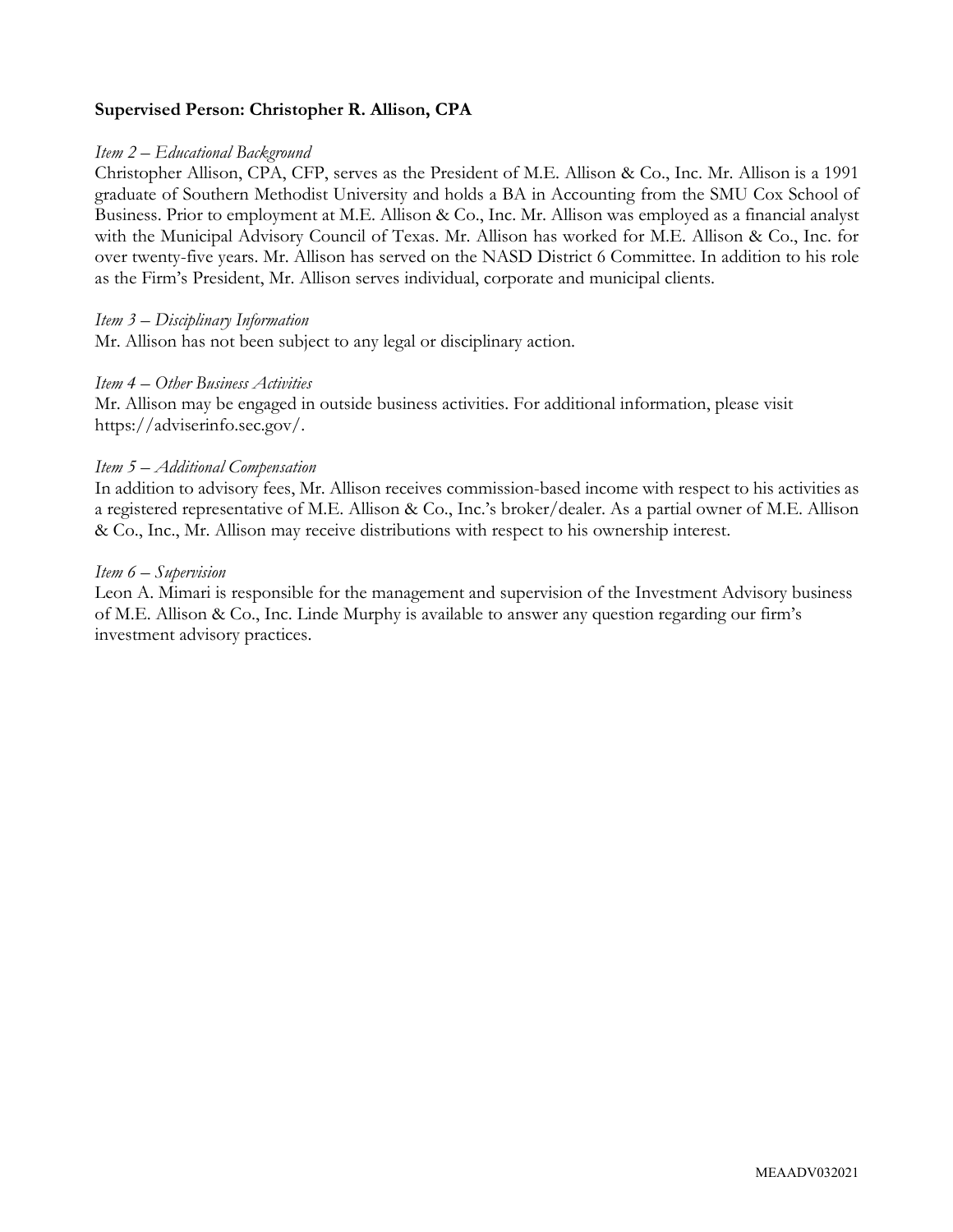**Supervised Person: Christopher R. Allison, CPA**

*Item 2 – Educational Background*

Christopher Allison, CPA, CFP, serves as the President of M.E. Allison & Co., Inc. Mr. Allison is a 1991 graduate of Southern Methodist University and holds a BA in Accounting from the SMU Cox School of Business. Prior to employment at M.E. Allison & Co., Inc. Mr. Allison was employed as a financial analyst with the Municipal Advisory Council of Texas. Mr. Allison has worked for M.E. Allison & Co., Inc. for over twenty-five years. Mr. Allison has served on the NASD District 6 Committee. In addition to his role as the Firm's President, Mr. Allison serves individual, corporate and municipal clients.

*Item 3 – Disciplinary Information*

Mr. Allison has not been subject to any legal or disciplinary action.

*Item 4 – Other Business Activities*

Mr. Allison may be engaged in outside business activities. For additional information, please visit https://adviserinfo.sec.gov/.

*Item 5 – Additional Compensation*

In addition to advisory fees, Mr. Allison receives commission-based income with respect to his activities as a registered representative of M.E. Allison & Co., Inc.'s broker/dealer. As a partial owner of M.E. Allison & Co., Inc., Mr. Allison may receive distributions with respect to his ownership interest.

*Item 6 – Supervision*

Leon A. Mimari is responsible for the management and supervision of the Investment Advisory business of M.E. Allison & Co., Inc. Linde Murphy is available to answer any question regarding our firm's investment advisory practices.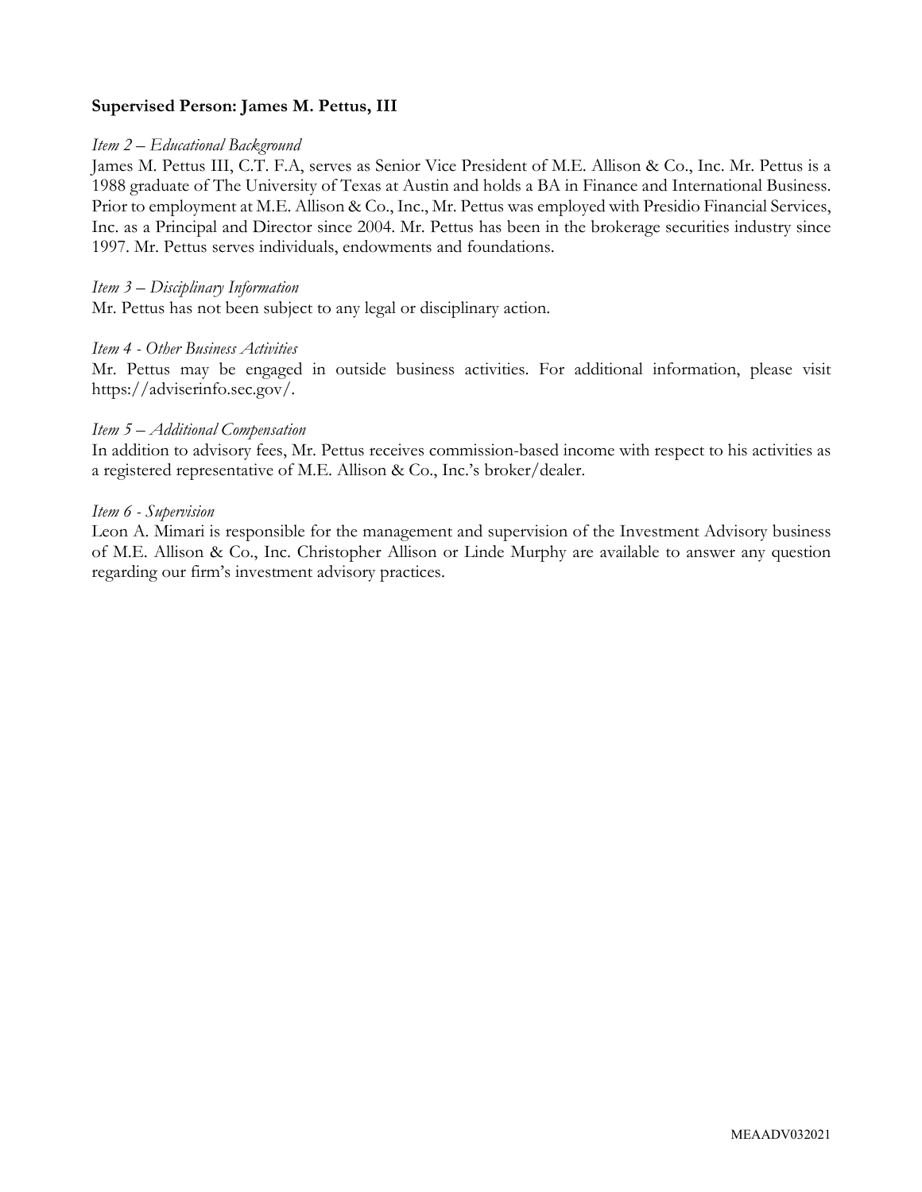**Supervised Person: James M. Pettus, III**

*Item 2 – Educational Background*

James M. Pettus III, C.T. F.A, serves as Senior Vice President of M.E. Allison & Co., Inc. Mr. Pettus is a 1988 graduate of The University of Texas at Austin and holds a BA in Finance and International Business. Prior to employment at M.E. Allison & Co., Inc., Mr. Pettus was employed with Presidio Financial Services, Inc. as a Principal and Director since 2004. Mr. Pettus has been in the brokerage securities industry since 1997. Mr. Pettus serves individuals, endowments and foundations.

*Item 3 – Disciplinary Information*

Mr. Pettus has not been subject to any legal or disciplinary action.

*Item 4 - Other Business Activities*

Mr. Pettus may be engaged in outside business activities. For additional information, please visit https://adviserinfo.sec.gov/.

*Item 5 – Additional Compensation*

In addition to advisory fees, Mr. Pettus receives commission-based income with respect to his activities as a registered representative of M.E. Allison & Co., Inc.'s broker/dealer.

*Item 6 - Supervision*

Leon A. Mimari is responsible for the management and supervision of the Investment Advisory business of M.E. Allison & Co., Inc. Christopher Allison or Linde Murphy are available to answer any question regarding our firm's investment advisory practices.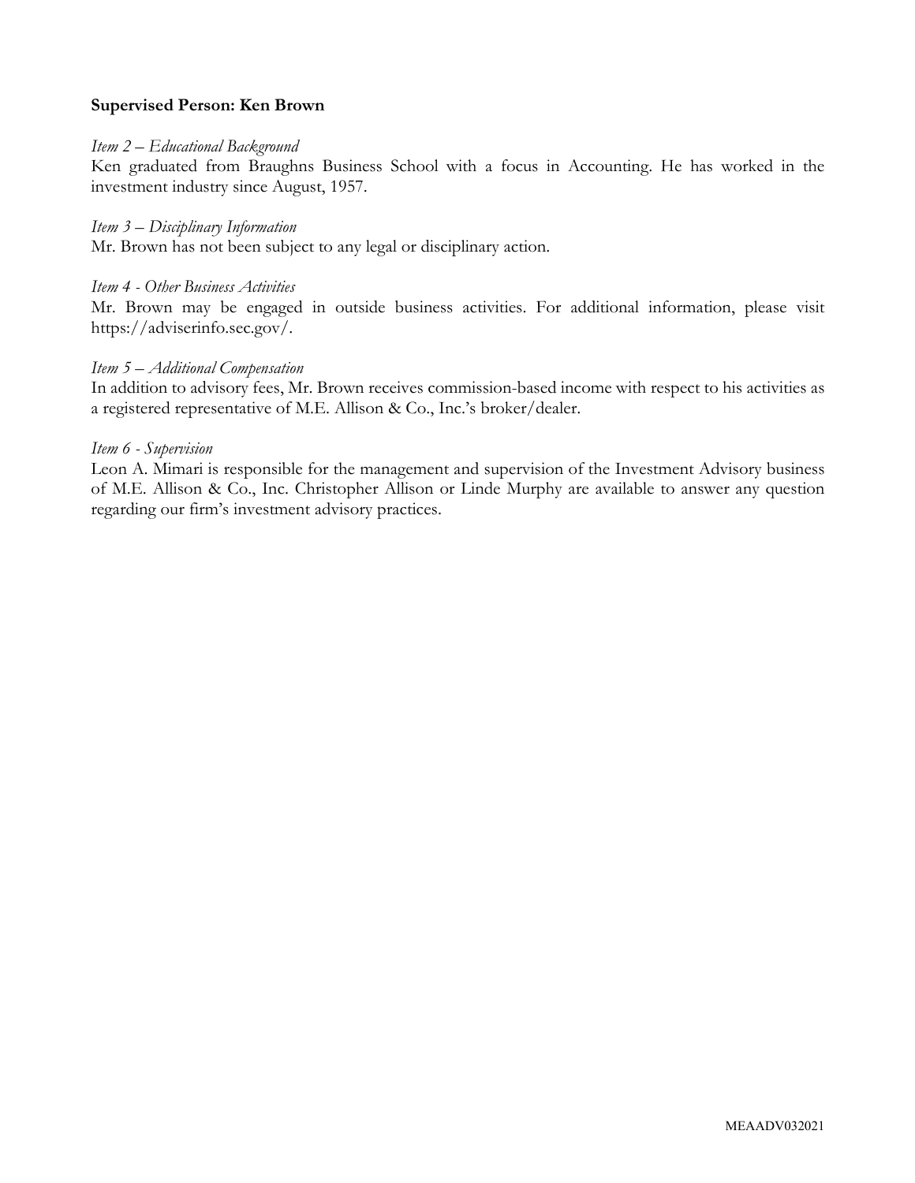**Supervised Person: Ken Brown**

*Item 2 – Educational Background*

Ken graduated from Braughns Business School with a focus in Accounting. He has worked in the investment industry since August, 1957.

*Item 3 – Disciplinary Information*

Mr. Brown has not been subject to any legal or disciplinary action.

*Item 4 - Other Business Activities*

Mr. Brown may be engaged in outside business activities. For additional information, please visit https://adviserinfo.sec.gov/.

*Item 5 – Additional Compensation*

In addition to advisory fees, Mr. Brown receives commission-based income with respect to his activities as a registered representative of M.E. Allison & Co., Inc.'s broker/dealer.

*Item 6 - Supervision*

Leon A. Mimari is responsible for the management and supervision of the Investment Advisory business of M.E. Allison & Co., Inc. Christopher Allison or Linde Murphy are available to answer any question regarding our firm's investment advisory practices.

MEAADV032021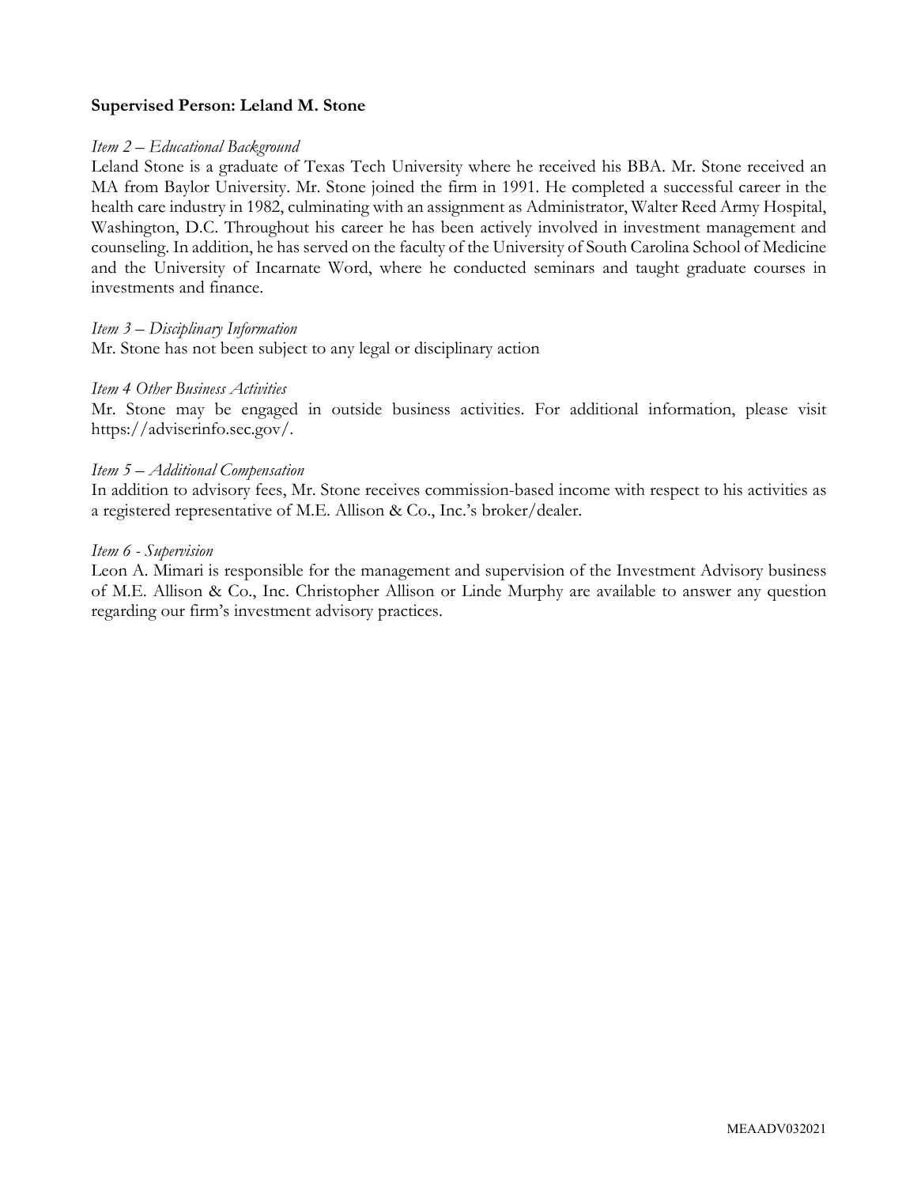**Supervised Person: Leland M. Stone**

*Item 2 – Educational Background*

Leland Stone is a graduate of Texas Tech University where he received his BBA. Mr. Stone received an MA from Baylor University. Mr. Stone joined the firm in 1991. He completed a successful career in the health care industry in 1982, culminating with an assignment as Administrator, Walter Reed Army Hospital, Washington, D.C. Throughout his career he has been actively involved in investment management and counseling. In addition, he has served on the faculty of the University of South Carolina School of Medicine and the University of Incarnate Word, where he conducted seminars and taught graduate courses in investments and finance.

*Item 3 – Disciplinary Information*

Mr. Stone has not been subject to any legal or disciplinary action

*Item 4 Other Business Activities*

Mr. Stone may be engaged in outside business activities. For additional information, please visit https://adviserinfo.sec.gov/.

*Item 5 – Additional Compensation*

In addition to advisory fees, Mr. Stone receives commission-based income with respect to his activities as a registered representative of M.E. Allison & Co., Inc.'s broker/dealer.

*Item 6 - Supervision*

Leon A. Mimari is responsible for the management and supervision of the Investment Advisory business of M.E. Allison & Co., Inc. Christopher Allison or Linde Murphy are available to answer any question regarding our firm's investment advisory practices.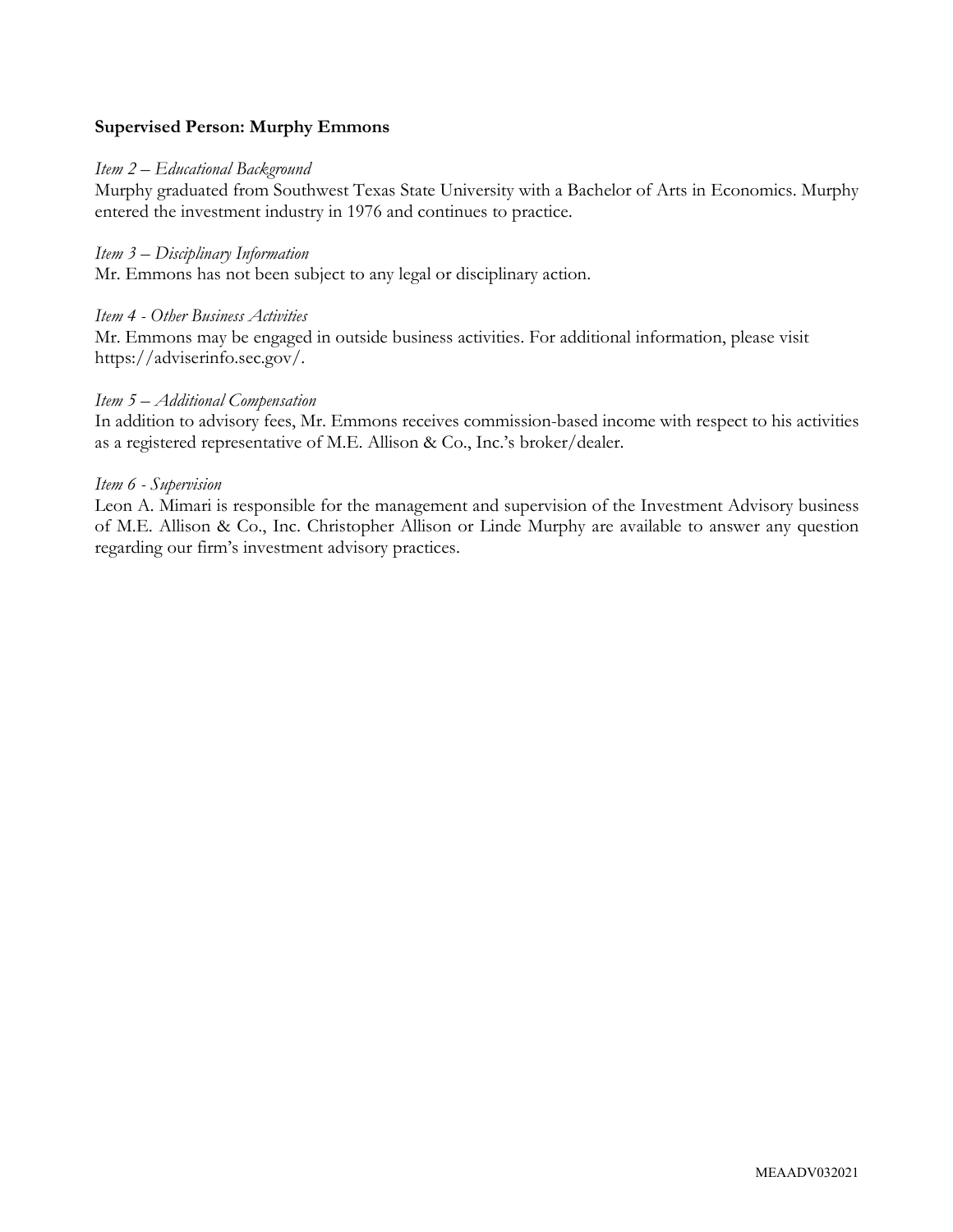**Supervised Person: Murphy Emmons**

*Item 2 – Educational Background*

Murphy graduated from Southwest Texas State University with a Bachelor of Arts in Economics. Murphy entered the investment industry in 1976 and continues to practice.

*Item 3 – Disciplinary Information*

Mr. Emmons has not been subject to any legal or disciplinary action.

*Item 4 - Other Business Activities*

Mr. Emmons may be engaged in outside business activities. For additional information, please visit https://adviserinfo.sec.gov/.

*Item 5 – Additional Compensation*

In addition to advisory fees, Mr. Emmons receives commission-based income with respect to his activities as a registered representative of M.E. Allison & Co., Inc.'s broker/dealer.

*Item 6 - Supervision*

Leon A. Mimari is responsible for the management and supervision of the Investment Advisory business of M.E. Allison & Co., Inc. Christopher Allison or Linde Murphy are available to answer any question regarding our firm's investment advisory practices.

MEAADV032021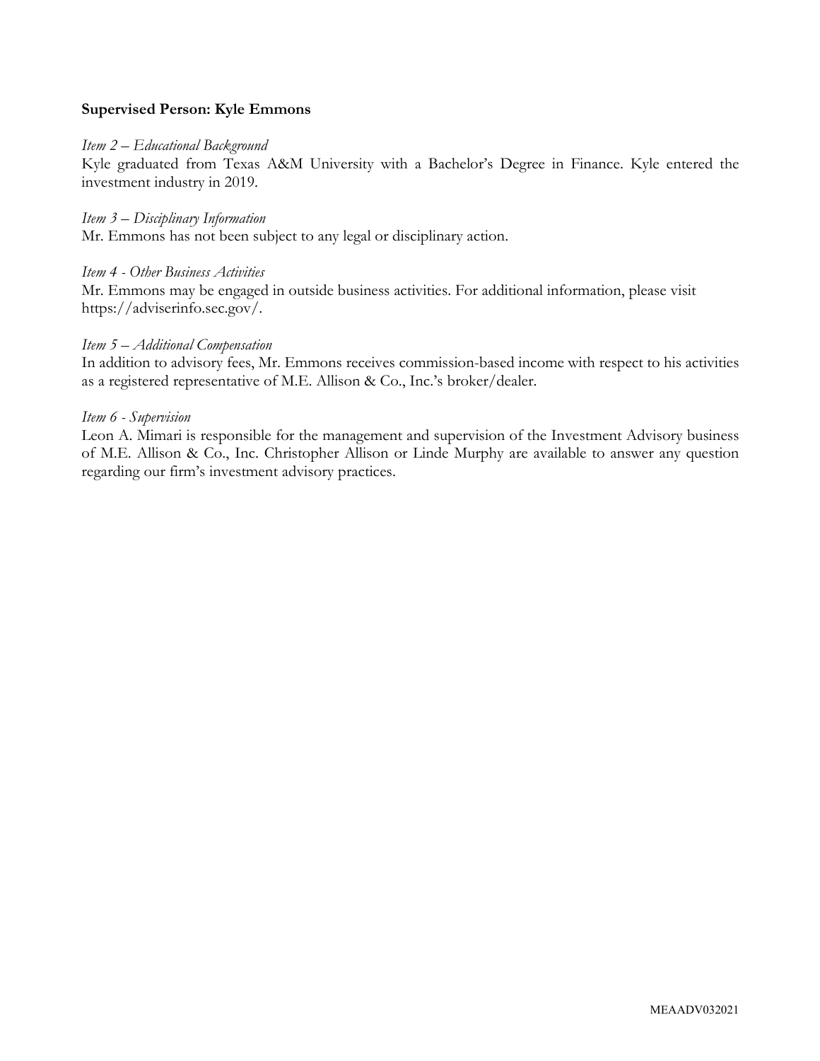**Supervised Person: Kyle Emmons**

*Item 2 – Educational Background*

Kyle graduated from Texas A&M University with a Bachelor's Degree in Finance. Kyle entered the investment industry in 2019.

*Item 3 – Disciplinary Information*

Mr. Emmons has not been subject to any legal or disciplinary action.

*Item 4 - Other Business Activities*

Mr. Emmons may be engaged in outside business activities. For additional information, please visit https://adviserinfo.sec.gov/.

*Item 5 – Additional Compensation*

In addition to advisory fees, Mr. Emmons receives commission-based income with respect to his activities as a registered representative of M.E. Allison & Co., Inc.'s broker/dealer.

*Item 6 - Supervision*

Leon A. Mimari is responsible for the management and supervision of the Investment Advisory business of M.E. Allison & Co., Inc. Christopher Allison or Linde Murphy are available to answer any question regarding our firm's investment advisory practices.

MEAADV032021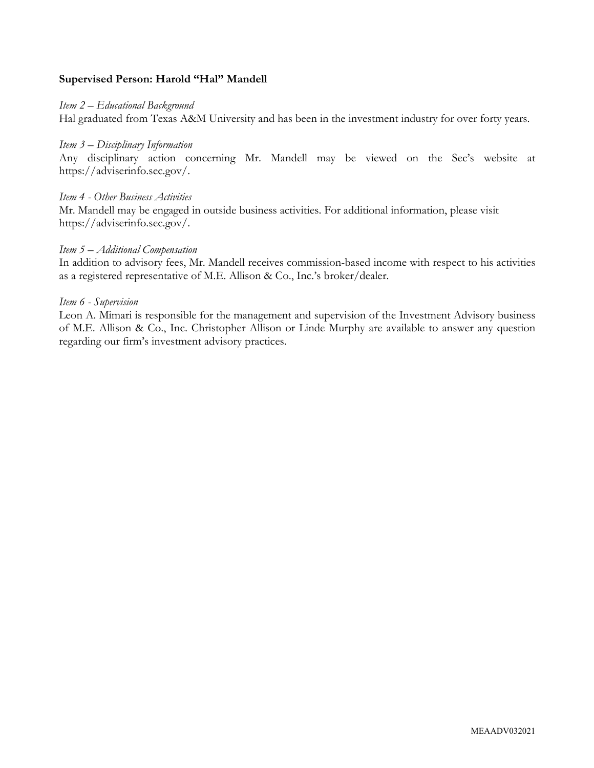**Supervised Person: Harold "Hal" Mandell**

*Item 2 – Educational Background*

Hal graduated from Texas A&M University and has been in the investment industry for over forty years.

*Item 3 – Disciplinary Information*

Any disciplinary action concerning Mr. Mandell may be viewed on the Sec's website at https://adviserinfo.sec.gov/.

*Item 4 - Other Business Activities*

Mr. Mandell may be engaged in outside business activities. For additional information, please visit https://adviserinfo.sec.gov/.

*Item 5 – Additional Compensation*

In addition to advisory fees, Mr. Mandell receives commission-based income with respect to his activities as a registered representative of M.E. Allison & Co., Inc.'s broker/dealer.

*Item 6 - Supervision*

Leon A. Mimari is responsible for the management and supervision of the Investment Advisory business of M.E. Allison & Co., Inc. Christopher Allison or Linde Murphy are available to answer any question regarding our firm's investment advisory practices.

MEAADV032021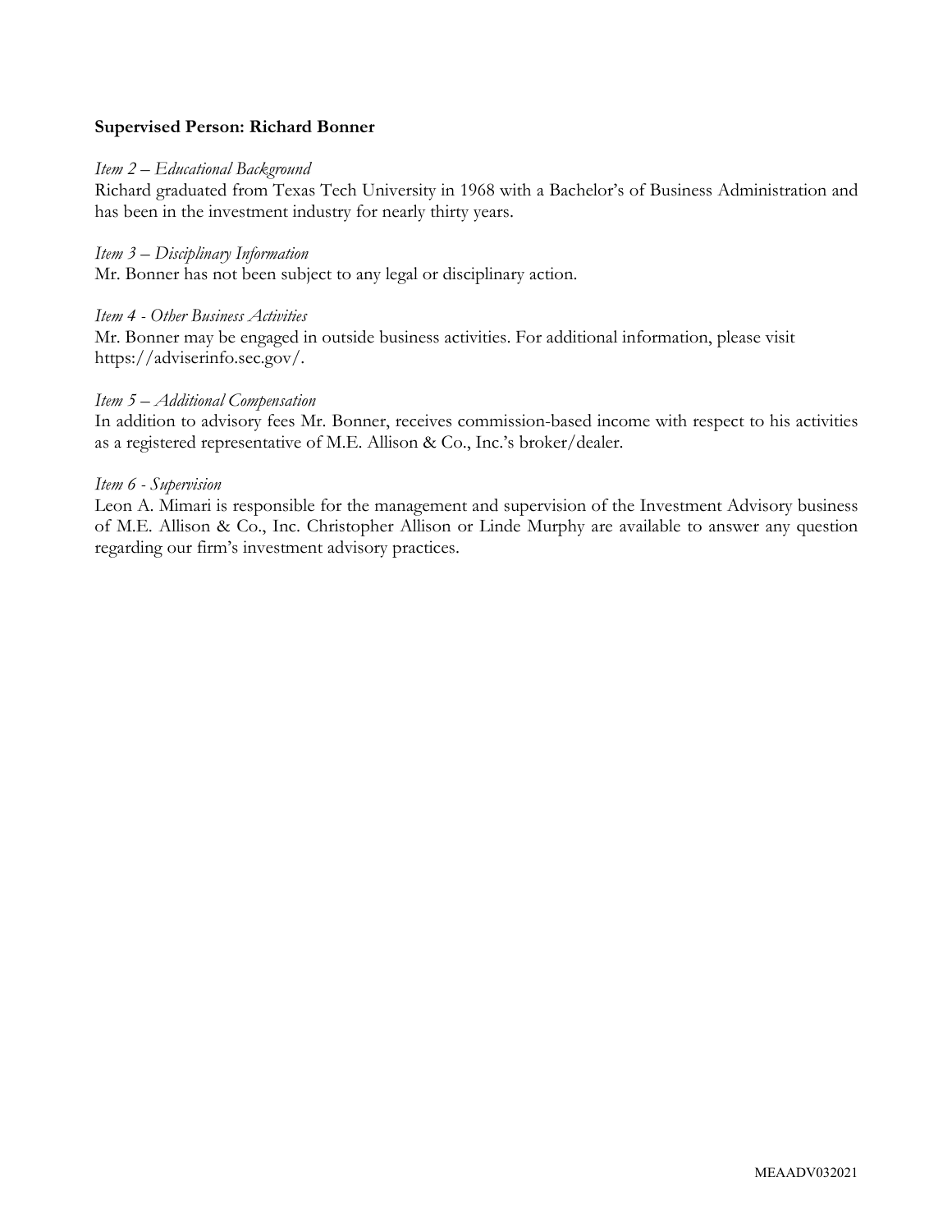**Supervised Person: Richard Bonner**

*Item 2 – Educational Background*

Richard graduated from Texas Tech University in 1968 with a Bachelor's of Business Administration and has been in the investment industry for nearly thirty years.

*Item 3 – Disciplinary Information*

Mr. Bonner has not been subject to any legal or disciplinary action.

*Item 4 - Other Business Activities*

Mr. Bonner may be engaged in outside business activities. For additional information, please visit https://adviserinfo.sec.gov/.

*Item 5 – Additional Compensation*

In addition to advisory fees Mr. Bonner, receives commission-based income with respect to his activities as a registered representative of M.E. Allison & Co., Inc.'s broker/dealer.

*Item 6 - Supervision*

Leon A. Mimari is responsible for the management and supervision of the Investment Advisory business of M.E. Allison & Co., Inc. Christopher Allison or Linde Murphy are available to answer any question regarding our firm's investment advisory practices.

MEAADV032021